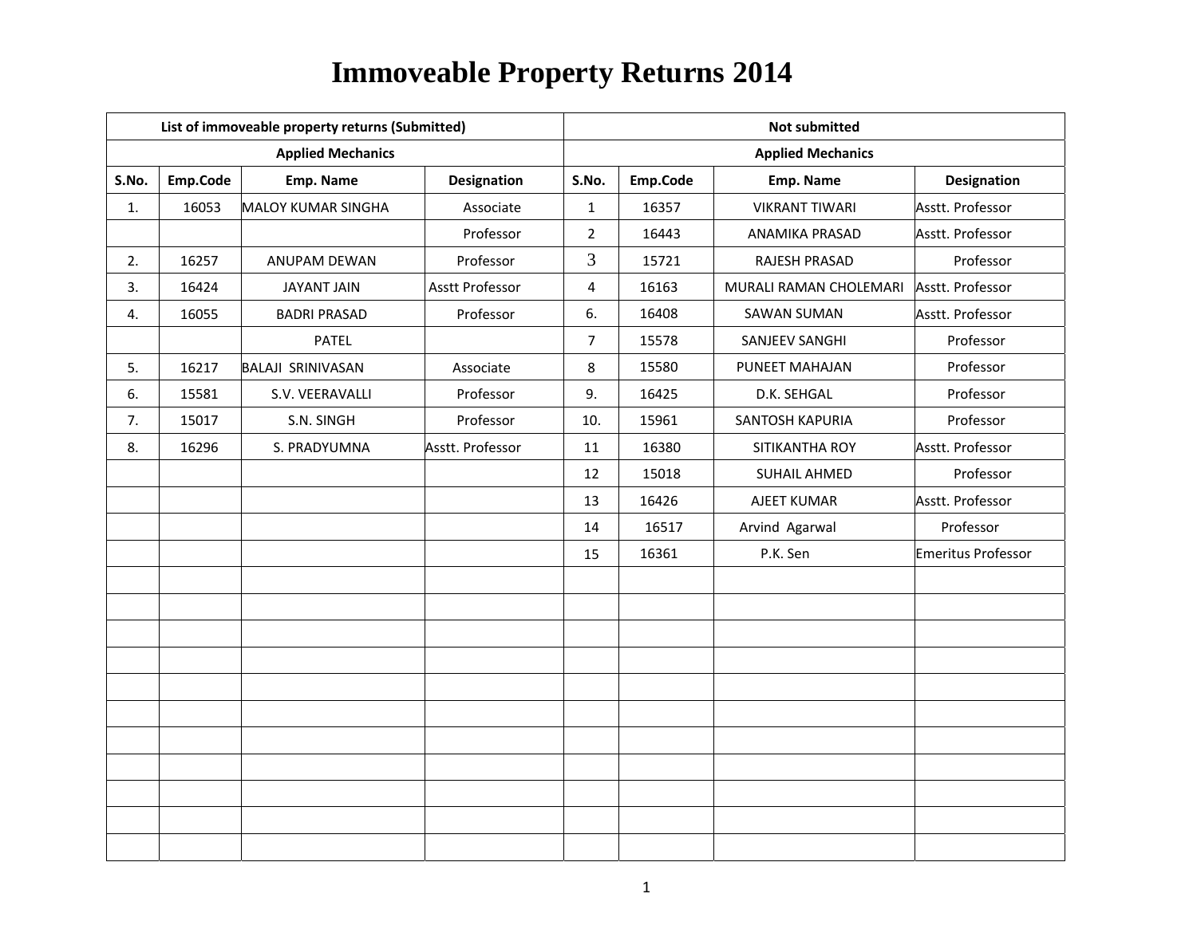# Immoveable Property Returns 2014

| List of immoveable property returns (Submitted) | | | | Not submitted | | | |
|---|---|---|---|---|---|---|---|
| Applied Mechanics | | | | Applied Mechanics | | | |
| S.No. | Emp.Code | Emp. Name | Designation | S.No. | Emp.Code | Emp. Name | Designation |
| 1. | 16053 | MALOY KUMAR SINGHA | Associate | 1 | 16357 | VIKRANT TIWARI | Asstt. Professor |
| | | | Professor | 2 | 16443 | ANAMIKA PRASAD | Asstt. Professor |
| 2. | 16257 | ANUPAM DEWAN | Professor | 3 | 15721 | RAJESH PRASAD | Professor |
| 3. | 16424 | JAYANT JAIN | Asstt Professor | 4 | 16163 | MURALI RAMAN CHOLEMARI | Asstt. Professor |
| 4. | 16055 | BADRI PRASAD | Professor | 6. | 16408 | SAWAN SUMAN | Asstt. Professor |
| | | PATEL | | 7 | 15578 | SANJEEV SANGHI | Professor |
| 5. | 16217 | BALAJI SRINIVASAN | Associate | 8 | 15580 | PUNEET MAHAJAN | Professor |
| 6. | 15581 | S.V. VEERAVALLI | Professor | 9. | 16425 | D.K. SEHGAL | Professor |
| 7. | 15017 | S.N. SINGH | Professor | 10. | 15961 | SANTOSH KAPURIA | Professor |
| 8. | 16296 | S. PRADYUMNA | Asstt. Professor | 11 | 16380 | SITIKANTHA ROY | Asstt. Professor |
| | | | | 12 | 15018 | SUHAIL AHMED | Professor |
| | | | | 13 | 16426 | AJEET KUMAR | Asstt. Professor |
| | | | | 14 | 16517 | Arvind Agarwal | Professor |
| | | | | 15 | 16361 | P.K. Sen | Emeritus Professor |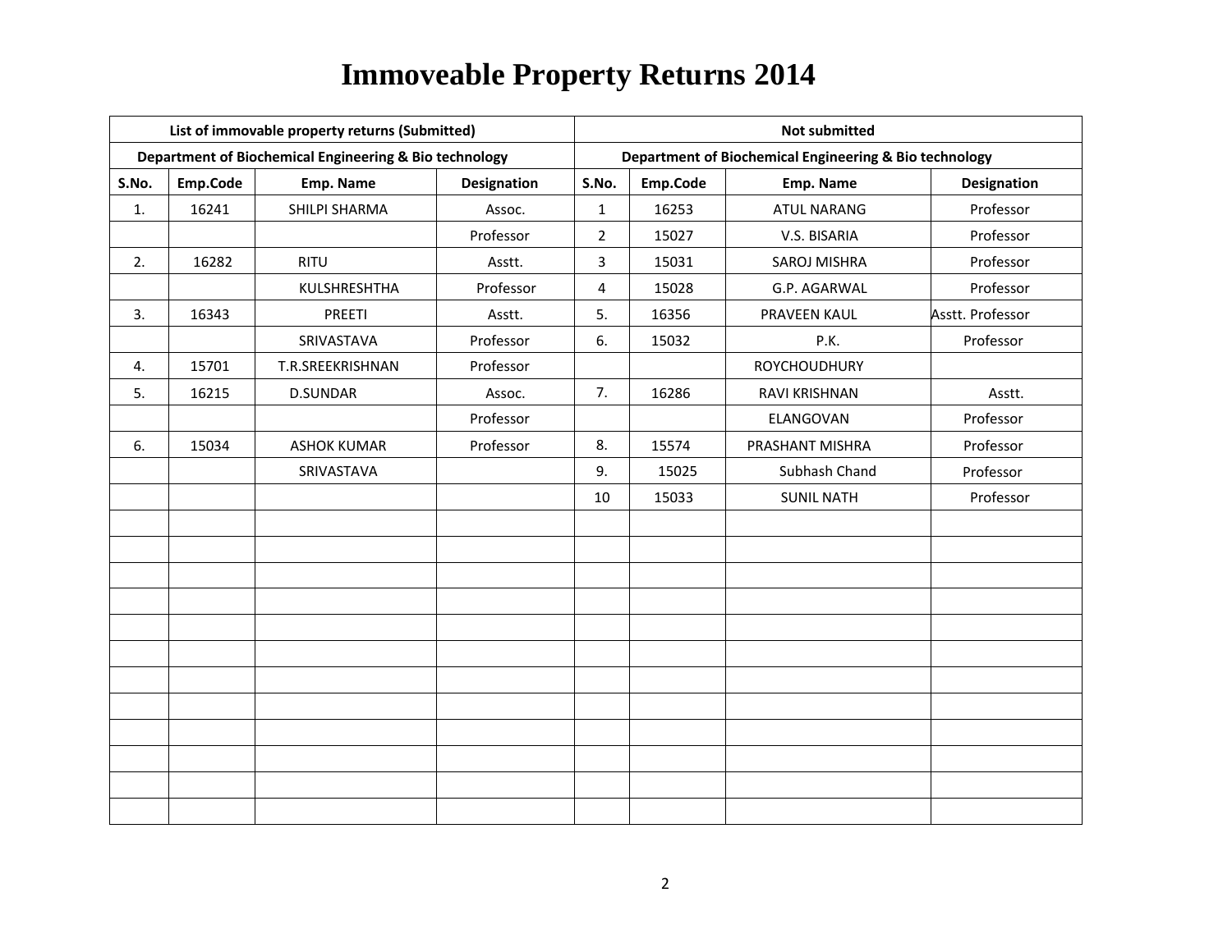# Immoveable Property Returns 2014

| List of immovable property returns (Submitted) | | | | Not submitted | | | |
|---|---|---|---|---|---|---|---|
| Department of Biochemical Engineering & Bio technology | | | | Department of Biochemical Engineering & Bio technology | | | |
| S.No. | Emp.Code | Emp. Name | Designation | S.No. | Emp.Code | Emp. Name | Designation |
| 1. | 16241 | SHILPI SHARMA | Assoc. | 1 | 16253 | ATUL NARANG | Professor |
| | | | Professor | 2 | 15027 | V.S. BISARIA | Professor |
| 2. | 16282 | RITU | Asstt. | 3 | 15031 | SAROJ MISHRA | Professor |
| | | KULSHRESHTHA | Professor | 4 | 15028 | G.P. AGARWAL | Professor |
| 3. | 16343 | PREETI | Asstt. | 5. | 16356 | PRAVEEN KAUL | Asstt. Professor |
| | | SRIVASTAVA | Professor | 6. | 15032 | P.K. | Professor |
| 4. | 15701 | T.R.SREEKRISHNAN | Professor | | | ROYCHOUDHURY | |
| 5. | 16215 | D.SUNDAR | Assoc. | 7. | 16286 | RAVI KRISHNAN | Asstt. |
| | | | Professor | | | ELANGOVAN | Professor |
| 6. | 15034 | ASHOK KUMAR | Professor | 8. | 15574 | PRASHANT MISHRA | Professor |
| | | SRIVASTAVA | | 9. | 15025 | Subhash Chand | Professor |
| | | | | 10 | 15033 | SUNIL NATH | Professor |
| | | | | | | | |
| | | | | | | | |
| | | | | | | | |
| | | | | | | | |
| | | | | | | | |
| | | | | | | | |
| | | | | | | | |
| | | | | | | | |
| | | | | | | | |
| | | | | | | | |
| | | | | | | | |
| | | | | | | | |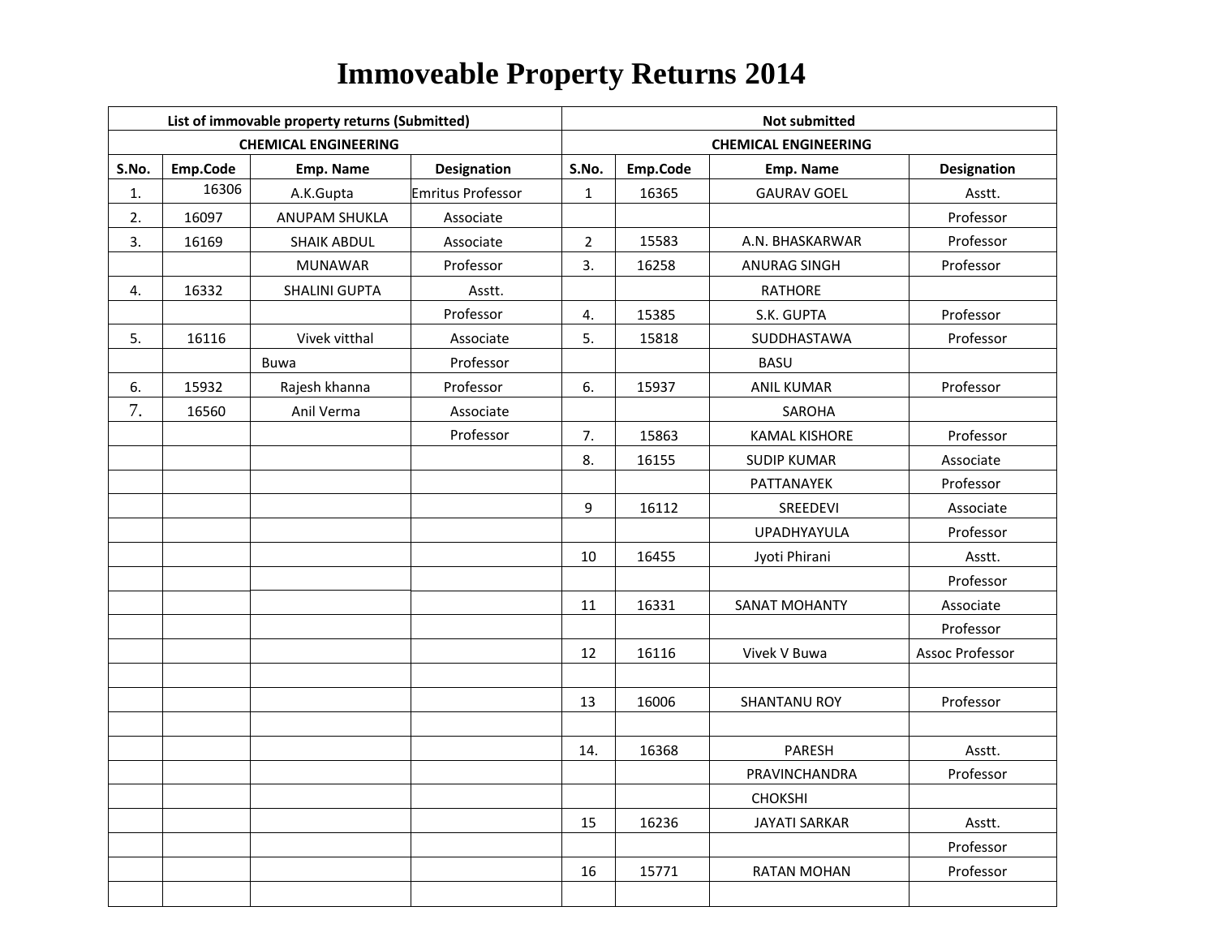# Immoveable Property Returns 2014

| List of immovable property returns (Submitted) | | | | Not submitted | | | |
|---|---|---|---|---|---|---|---|
| CHEMICAL ENGINEERING | | | | CHEMICAL ENGINEERING | | | |
| S.No. | Emp.Code | Emp. Name | Designation | S.No. | Emp.Code | Emp. Name | Designation |
| 1. | 16306 | A.K.Gupta | Emritus Professor | 1 | 16365 | GAURAV GOEL | Asstt. |
| 2. | 16097 | ANUPAM SHUKLA | Associate | | | | Professor |
| 3. | 16169 | SHAIK ABDUL | Associate | 2 | 15583 | A.N. BHASKARWAR | Professor |
| | | MUNAWAR | Professor | 3. | 16258 | ANURAG SINGH | Professor |
| 4. | 16332 | SHALINI GUPTA | Asstt. | | | RATHORE | |
| | | | Professor | 4. | 15385 | S.K. GUPTA | Professor |
| 5. | 16116 | Vivek vitthal | Associate | 5. | 15818 | SUDDHASTAWA | Professor |
| | | Buwa | Professor | | | BASU | |
| 6. | 15932 | Rajesh khanna | Professor | 6. | 15937 | ANIL KUMAR | Professor |
| 7. | 16560 | Anil Verma | Associate | | | SAROHA | |
| | | | Professor | 7. | 15863 | KAMAL KISHORE | Professor |
| | | | | 8. | 16155 | SUDIP KUMAR | Associate |
| | | | | | | PATTANAYEK | Professor |
| | | | | 9 | 16112 | SREEDEVI | Associate |
| | | | | | | UPADHYAYULA | Professor |
| | | | | 10 | 16455 | Jyoti Phirani | Asstt. |
| | | | | | | | Professor |
| | | | | 11 | 16331 | SANAT MOHANTY | Associate |
| | | | | | | | Professor |
| | | | | 12 | 16116 | Vivek V Buwa | Assoc Professor |
| | | | | | | | |
| | | | | 13 | 16006 | SHANTANU ROY | Professor |
| | | | | | | | |
| | | | | 14. | 16368 | PARESH | Asstt. |
| | | | | | | PRAVINCHANDRA | Professor |
| | | | | | | CHOKSHI | |
| | | | | 15 | 16236 | JAYATI SARKAR | Asstt. |
| | | | | | | | Professor |
| | | | | 16 | 15771 | RATAN MOHAN | Professor |
| | | | | | | | |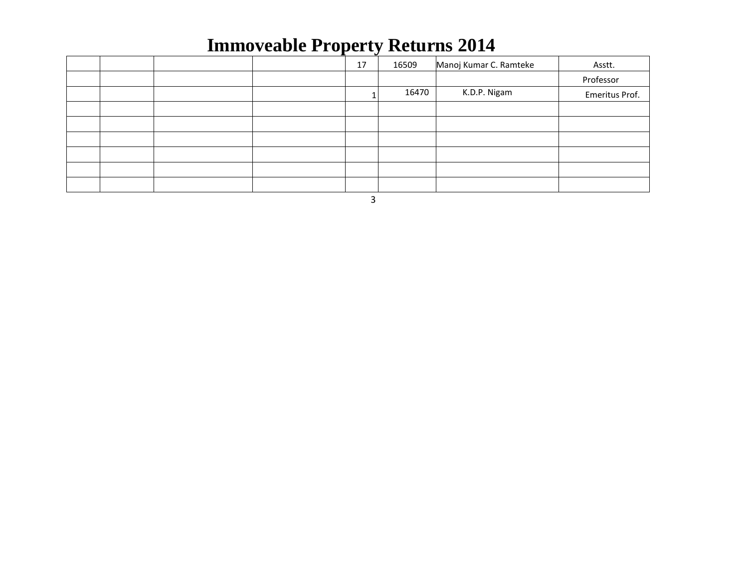# Immoveable Property Returns 2014

| | | | | | | | |
|---|---|---|---|---|---|---|---|
| | | | | 17 | 16509 | Manoj Kumar C. Ramteke | Asstt. |
| | | | | | | | Professor |
| | | | | 1 | 16470 | K.D.P. Nigam | Emeritus Prof. |
| | | | | | | | |
| | | | | | | | |
| | | | | | | | |
| | | | | | | | |
| | | | | | | | |
| | | | | | | | |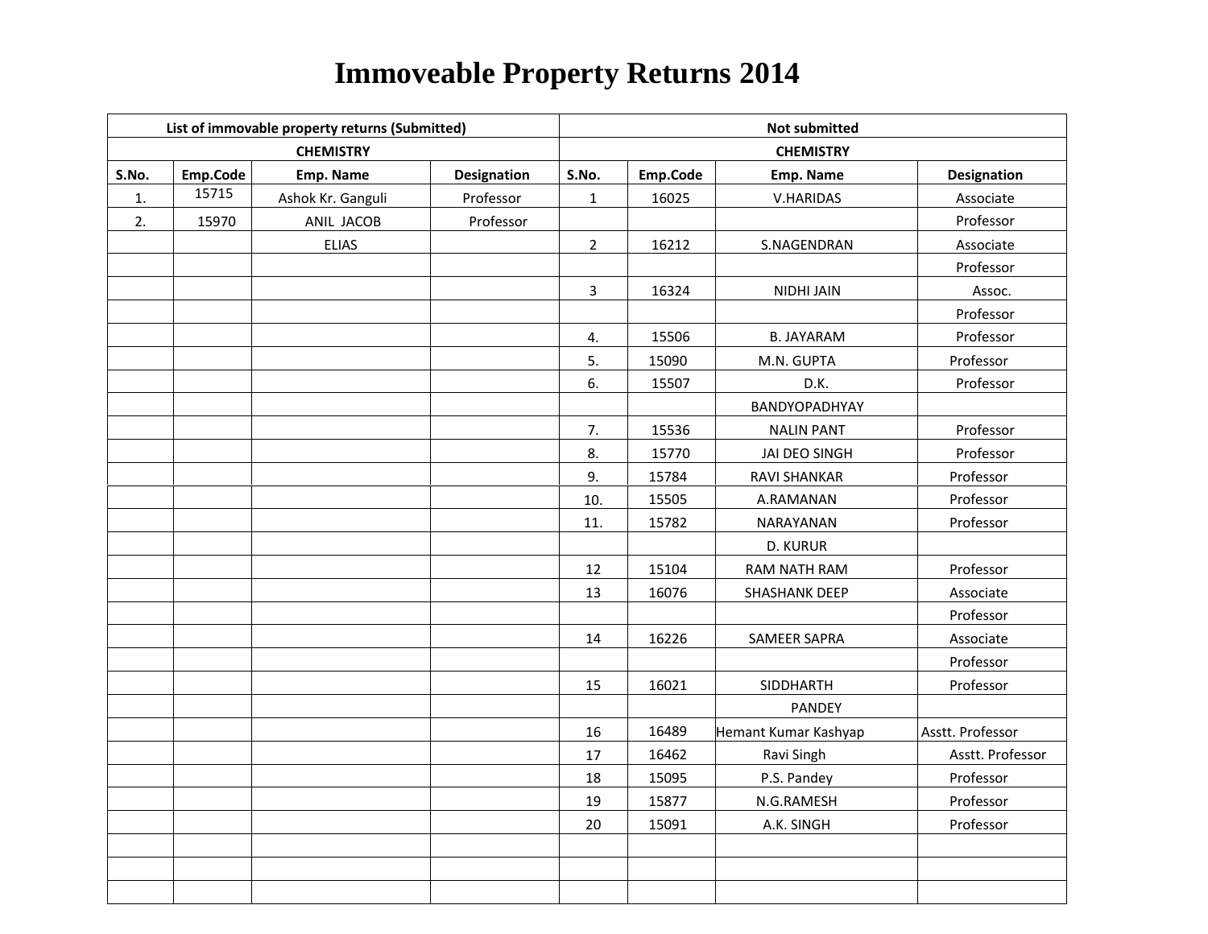# Immoveable Property Returns 2014

| List of immovable property returns (Submitted) | | | | Not submitted | | | |
|---|---|---|---|---|---|---|---|
| CHEMISTRY | | | | CHEMISTRY | | | |
| S.No. | Emp.Code | Emp. Name | Designation | S.No. | Emp.Code | Emp. Name | Designation |
| 1. | 15715 | Ashok Kr. Ganguli | Professor | 1 | 16025 | V.HARIDAS | Associate |
| 2. | 15970 | ANIL JACOB | Professor | | | | Professor |
| | | ELIAS | | 2 | 16212 | S.NAGENDRAN | Associate |
| | | | | | | | Professor |
| | | | | 3 | 16324 | NIDHI JAIN | Assoc. |
| | | | | | | | Professor |
| | | | | 4. | 15506 | B. JAYARAM | Professor |
| | | | | 5. | 15090 | M.N. GUPTA | Professor |
| | | | | 6. | 15507 | D.K. | Professor |
| | | | | | | BANDYOPADHYAY | |
| | | | | 7. | 15536 | NALIN PANT | Professor |
| | | | | 8. | 15770 | JAI DEO SINGH | Professor |
| | | | | 9. | 15784 | RAVI SHANKAR | Professor |
| | | | | 10. | 15505 | A.RAMANAN | Professor |
| | | | | 11. | 15782 | NARAYANAN | Professor |
| | | | | | | D. KURUR | |
| | | | | 12 | 15104 | RAM NATH RAM | Professor |
| | | | | 13 | 16076 | SHASHANK DEEP | Associate |
| | | | | | | | Professor |
| | | | | 14 | 16226 | SAMEER SAPRA | Associate |
| | | | | | | | Professor |
| | | | | 15 | 16021 | SIDDHARTH | Professor |
| | | | | | | PANDEY | |
| | | | | 16 | 16489 | Hemant Kumar Kashyap | Asstt. Professor |
| | | | | 17 | 16462 | Ravi Singh | Asstt. Professor |
| | | | | 18 | 15095 | P.S. Pandey | Professor |
| | | | | 19 | 15877 | N.G.RAMESH | Professor |
| | | | | 20 | 15091 | A.K. SINGH | Professor |
| | | | | | | | |
| | | | | | | | |
| | | | | | | | |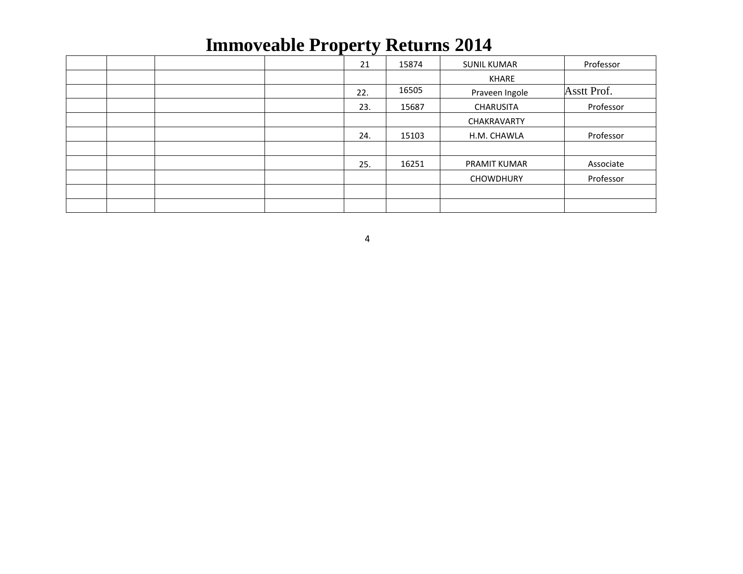# Immoveable Property Returns 2014

| | | | | | | | |
|---|---|---|---|---|---|---|---|
| | | | | 21 | 15874 | SUNIL KUMAR | Professor |
| | | | | | | KHARE | |
| | | | | 22. | 16505 | Praveen Ingole | Asstt Prof. |
| | | | | 23. | 15687 | CHARUSITA | Professor |
| | | | | | | CHAKRAVARTY | |
| | | | | 24. | 15103 | H.M. CHAWLA | Professor |
| | | | | | | | |
| | | | | 25. | 16251 | PRAMIT KUMAR | Associate |
| | | | | | | CHOWDHURY | Professor |
| | | | | | | | |
| | | | | | | | |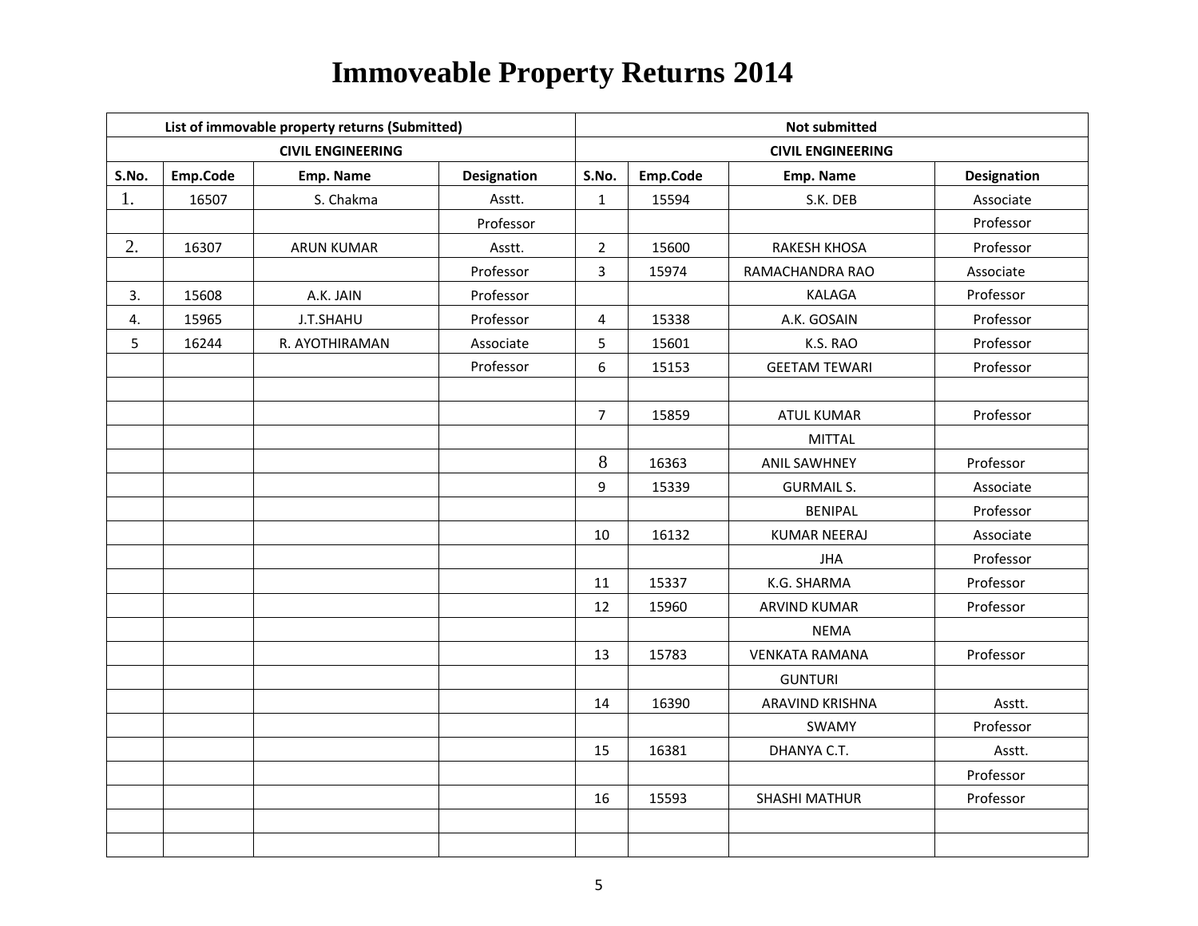# Immoveable Property Returns 2014

| List of immovable property returns (Submitted) | | | | Not submitted | | | |
|---|---|---|---|---|---|---|---|
| CIVIL ENGINEERING | | | | CIVIL ENGINEERING | | | |
| S.No. | Emp.Code | Emp. Name | Designation | S.No. | Emp.Code | Emp. Name | Designation |
| 1. | 16507 | S. Chakma | Asstt. | 1 | 15594 | S.K. DEB | Associate |
| | | | Professor | | | | Professor |
| 2. | 16307 | ARUN KUMAR | Asstt. | 2 | 15600 | RAKESH KHOSA | Professor |
| | | | Professor | 3 | 15974 | RAMACHANDRA RAO | Associate |
| 3. | 15608 | A.K. JAIN | Professor | | | KALAGA | Professor |
| 4. | 15965 | J.T.SHAHU | Professor | 4 | 15338 | A.K. GOSAIN | Professor |
| 5 | 16244 | R. AYOTHIRAMAN | Associate | 5 | 15601 | K.S. RAO | Professor |
| | | | Professor | 6 | 15153 | GEETAM TEWARI | Professor |
| | | | | | | | |
| | | | | 7 | 15859 | ATUL KUMAR | Professor |
| | | | | | | MITTAL | |
| | | | | 8 | 16363 | ANIL SAWHNEY | Professor |
| | | | | 9 | 15339 | GURMAIL S. | Associate |
| | | | | | | BENIPAL | Professor |
| | | | | 10 | 16132 | KUMAR NEERAJ | Associate |
| | | | | | | JHA | Professor |
| | | | | 11 | 15337 | K.G. SHARMA | Professor |
| | | | | 12 | 15960 | ARVIND KUMAR | Professor |
| | | | | | | NEMA | |
| | | | | 13 | 15783 | VENKATA RAMANA | Professor |
| | | | | | | GUNTURI | |
| | | | | 14 | 16390 | ARAVIND KRISHNA | Asstt. |
| | | | | | | SWAMY | Professor |
| | | | | 15 | 16381 | DHANYA C.T. | Asstt. |
| | | | | | | | Professor |
| | | | | 16 | 15593 | SHASHI MATHUR | Professor |
| | | | | | | | |
| | | | | | | | |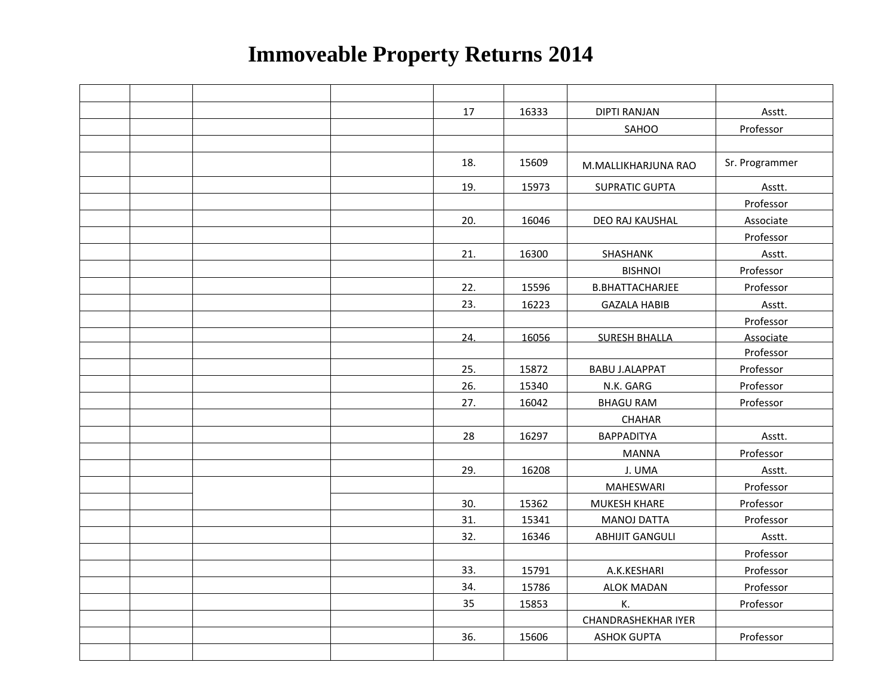# Immoveable Property Returns 2014

| | | | | | | | |
|---|---|---|---|---|---|---|---|
| | | | | 17 | 16333 | DIPTI RANJAN | Asstt. |
| | | | | | | SAHOO | Professor |
| | | | | | | | |
| | | | | 18. | 15609 | M.MALLIKHARJUNA RAO | Sr. Programmer |
| | | | | 19. | 15973 | SUPRATIC GUPTA | Asstt. |
| | | | | | | | Professor |
| | | | | 20. | 16046 | DEO RAJ KAUSHAL | Associate |
| | | | | | | | Professor |
| | | | | 21. | 16300 | SHASHANK | Asstt. |
| | | | | | | BISHNOI | Professor |
| | | | | 22. | 15596 | B.BHATTACHARJEE | Professor |
| | | | | 23. | 16223 | GAZALA HABIB | Asstt. |
| | | | | | | | Professor |
| | | | | 24. | 16056 | SURESH BHALLA | Associate |
| | | | | | | | Professor |
| | | | | 25. | 15872 | BABU J.ALAPPAT | Professor |
| | | | | 26. | 15340 | N.K. GARG | Professor |
| | | | | 27. | 16042 | BHAGU RAM | Professor |
| | | | | | | CHAHAR | |
| | | | | 28 | 16297 | BAPPADITYA | Asstt. |
| | | | | | | MANNA | Professor |
| | | | | 29. | 16208 | J. UMA | Asstt. |
| | | | | | | MAHESWARI | Professor |
| | | | | 30. | 15362 | MUKESH KHARE | Professor |
| | | | | 31. | 15341 | MANOJ DATTA | Professor |
| | | | | 32. | 16346 | ABHIJIT GANGULI | Asstt. |
| | | | | | | | Professor |
| | | | | 33. | 15791 | A.K.KESHARI | Professor |
| | | | | 34. | 15786 | ALOK MADAN | Professor |
| | | | | 35 | 15853 | K. | Professor |
| | | | | | | CHANDRASHEKHAR IYER | |
| | | | | 36. | 15606 | ASHOK GUPTA | Professor |
| | | | | | | | |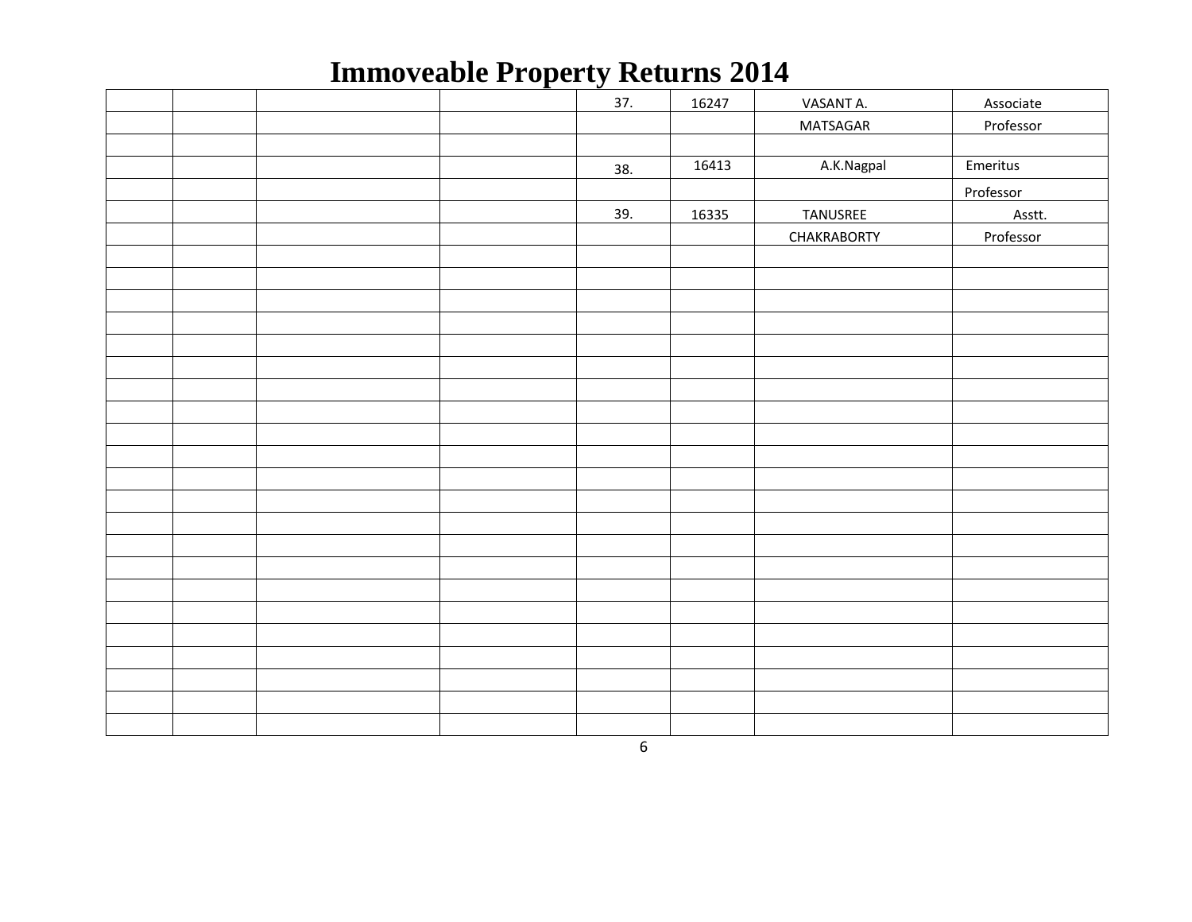# Immoveable Property Returns 2014

| | | | | | | | |
|---|---|---|---|---|---|---|---|
| | | | | 37. | 16247 | VASANT A. MATSAGAR | Associate Professor |
| | | | | 38. | 16413 | A.K.Nagpal | Emeritus Professor |
| | | | | 39. | 16335 | TANUSREE CHAKRABORTY | Asstt. Professor |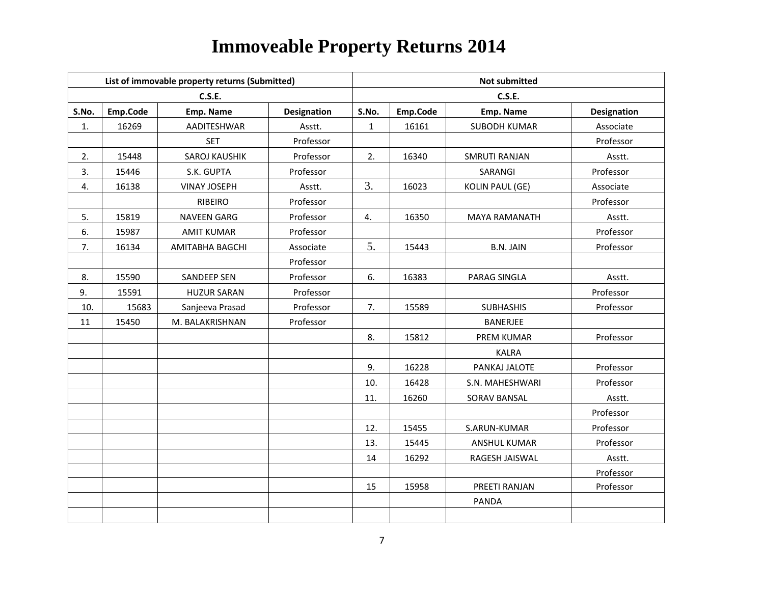# Immoveable Property Returns 2014

| List of immovable property returns (Submitted) | | | | Not submitted | | | |
|---|---|---|---|---|---|---|---|
| C.S.E. | | | | C.S.E. | | | |
| S.No. | Emp.Code | Emp. Name | Designation | S.No. | Emp.Code | Emp. Name | Designation |
| 1. | 16269 | AADITESHWAR | Asstt. | 1 | 16161 | SUBODH KUMAR | Associate |
| | | SET | Professor | | | | Professor |
| 2. | 15448 | SAROJ KAUSHIK | Professor | 2. | 16340 | SMRUTI RANJAN | Asstt. |
| 3. | 15446 | S.K. GUPTA | Professor | | | SARANGI | Professor |
| 4. | 16138 | VINAY JOSEPH | Asstt. | 3. | 16023 | KOLIN PAUL (GE) | Associate |
| | | RIBEIRO | Professor | | | | Professor |
| 5. | 15819 | NAVEEN GARG | Professor | 4. | 16350 | MAYA RAMANATH | Asstt. |
| 6. | 15987 | AMIT KUMAR | Professor | | | | Professor |
| 7. | 16134 | AMITABHA BAGCHI | Associate | 5. | 15443 | B.N. JAIN | Professor |
| | | | Professor | | | | |
| 8. | 15590 | SANDEEP SEN | Professor | 6. | 16383 | PARAG SINGLA | Asstt. |
| 9. | 15591 | HUZUR SARAN | Professor | | | | Professor |
| 10. | 15683 | Sanjeeva Prasad | Professor | 7. | 15589 | SUBHASHIS | Professor |
| 11 | 15450 | M. BALAKRISHNAN | Professor | | | BANERJEE | |
| | | | | 8. | 15812 | PREM KUMAR | Professor |
| | | | | | | KALRA | |
| | | | | 9. | 16228 | PANKAJ JALOTE | Professor |
| | | | | 10. | 16428 | S.N. MAHESHWARI | Professor |
| | | | | 11. | 16260 | SORAV BANSAL | Asstt. |
| | | | | | | | Professor |
| | | | | 12. | 15455 | S.ARUN-KUMAR | Professor |
| | | | | 13. | 15445 | ANSHUL KUMAR | Professor |
| | | | | 14 | 16292 | RAGESH JAISWAL | Asstt. |
| | | | | | | | Professor |
| | | | | 15 | 15958 | PREETI RANJAN | Professor |
| | | | | | | PANDA | |
| | | | | | | | |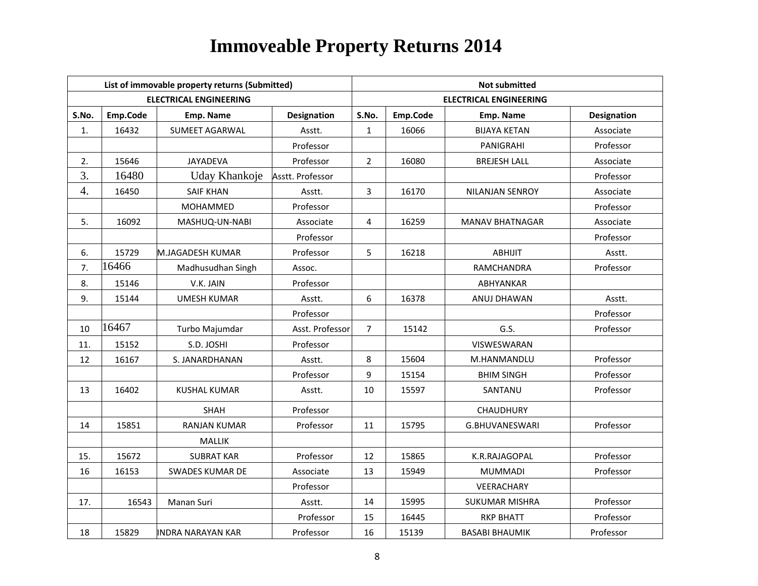# Immoveable Property Returns 2014

| List of immovable property returns (Submitted) | | | | Not submitted | | | |
|---|---|---|---|---|---|---|---|
| ELECTRICAL ENGINEERING | | | | ELECTRICAL ENGINEERING | | | |
| S.No. | Emp.Code | Emp. Name | Designation | S.No. | Emp.Code | Emp. Name | Designation |
| 1. | 16432 | SUMEET AGARWAL | Asstt. | 1 | 16066 | BIJAYA KETAN | Associate |
| | | | Professor | | | PANIGRAHI | Professor |
| 2. | 15646 | JAYADEVA | Professor | 2 | 16080 | BREJESH LALL | Associate |
| 3. | 16480 | Uday Khankoje | Asstt. Professor | | | | Professor |
| 4. | 16450 | SAIF KHAN | Asstt. | 3 | 16170 | NILANJAN SENROY | Associate |
| | | MOHAMMED | Professor | | | | Professor |
| 5. | 16092 | MASHUQ-UN-NABI | Associate | 4 | 16259 | MANAV BHATNAGAR | Associate |
| | | | Professor | | | | Professor |
| 6. | 15729 | M.JAGADESH KUMAR | Professor | 5 | 16218 | ABHIJIT | Asstt. |
| 7. | 16466 | Madhusudhan Singh | Assoc. | | | RAMCHANDRA | Professor |
| 8. | 15146 | V.K. JAIN | Professor | | | ABHYANKAR | |
| 9. | 15144 | UMESH KUMAR | Asstt. | 6 | 16378 | ANUJ DHAWAN | Asstt. |
| | | | Professor | | | | Professor |
| 10 | 16467 | Turbo Majumdar | Asst. Professor | 7 | 15142 | G.S. | Professor |
| 11. | 15152 | S.D. JOSHI | Professor | | | VISWESWARAN | |
| 12 | 16167 | S. JANARDHANAN | Asstt. | 8 | 15604 | M.HANMANDLU | Professor |
| | | | Professor | 9 | 15154 | BHIM SINGH | Professor |
| 13 | 16402 | KUSHAL KUMAR | Asstt. | 10 | 15597 | SANTANU | Professor |
| | | SHAH | Professor | | | CHAUDHURY | |
| 14 | 15851 | RANJAN KUMAR | Professor | 11 | 15795 | G.BHUVANESWARI | Professor |
| | | MALLIK | | | | | |
| 15. | 15672 | SUBRAT KAR | Professor | 12 | 15865 | K.R.RAJAGOPAL | Professor |
| 16 | 16153 | SWADES KUMAR DE | Associate | 13 | 15949 | MUMMADI | Professor |
| | | | Professor | | | VEERACHARY | |
| 17. | 16543 | Manan Suri | Asstt. | 14 | 15995 | SUKUMAR MISHRA | Professor |
| | | | Professor | 15 | 16445 | RKP BHATT | Professor |
| 18 | 15829 | INDRA NARAYAN KAR | Professor | 16 | 15139 | BASABI BHAUMIK | Professor |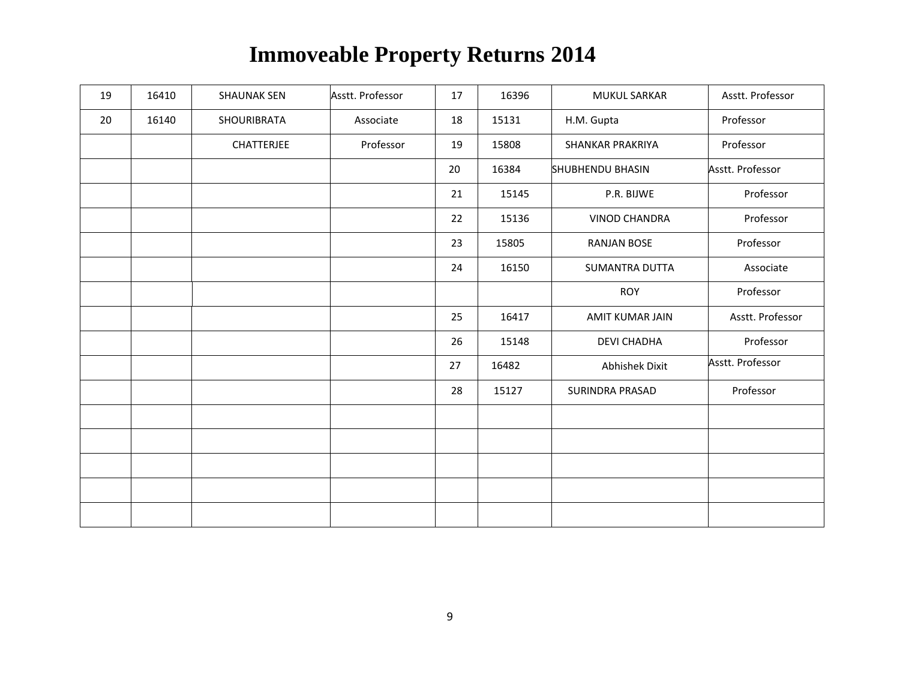# Immoveable Property Returns 2014

| 19 | 16410 | SHAUNAK SEN | Asstt. Professor | 17 | 16396 | MUKUL SARKAR | Asstt. Professor |
|---|---|---|---|---|---|---|---|
| 20 | 16140 | SHOURIBRATA | Associate | 18 | 15131 | H.M. Gupta | Professor |
| | | CHATTERJEE | Professor | 19 | 15808 | SHANKAR PRAKRIYA | Professor |
| | | | | 20 | 16384 | SHUBHENDU BHASIN | Asstt. Professor |
| | | | | 21 | 15145 | P.R. BIJWE | Professor |
| | | | | 22 | 15136 | VINOD CHANDRA | Professor |
| | | | | 23 | 15805 | RANJAN BOSE | Professor |
| | | | | 24 | 16150 | SUMANTRA DUTTA | Associate |
| | | | | | | ROY | Professor |
| | | | | 25 | 16417 | AMIT KUMAR JAIN | Asstt. Professor |
| | | | | 26 | 15148 | DEVI CHADHA | Professor |
| | | | | 27 | 16482 | Abhishek Dixit | Asstt. Professor |
| | | | | 28 | 15127 | SURINDRA PRASAD | Professor |
| | | | | | | | |
| | | | | | | | |
| | | | | | | | |
| | | | | | | | |
| | | | | | | | |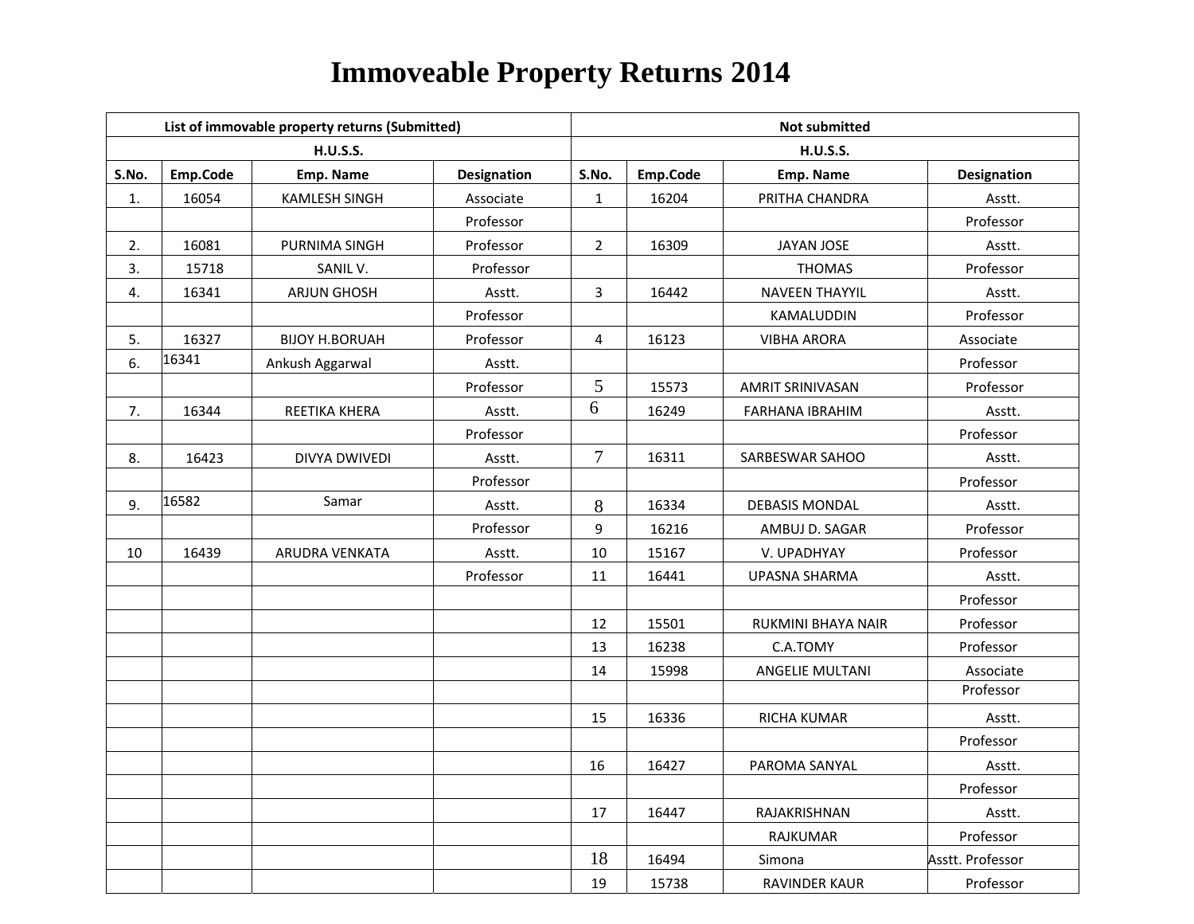# Immoveable Property Returns 2014

| List of immovable property returns (Submitted) | | | | Not submitted | | | |
|---|---|---|---|---|---|---|---|
| H.U.S.S. | | | | H.U.S.S. | | | |
| S.No. | Emp.Code | Emp. Name | Designation | S.No. | Emp.Code | Emp. Name | Designation |
| 1. | 16054 | KAMLESH SINGH | Associate | 1 | 16204 | PRITHA CHANDRA | Asstt. |
| | | | Professor | | | | Professor |
| 2. | 16081 | PURNIMA SINGH | Professor | 2 | 16309 | JAYAN JOSE | Asstt. |
| 3. | 15718 | SANIL V. | Professor | | | THOMAS | Professor |
| 4. | 16341 | ARJUN GHOSH | Asstt. | 3 | 16442 | NAVEEN THAYYIL | Asstt. |
| | | | Professor | | | KAMALUDDIN | Professor |
| 5. | 16327 | BIJOY H.BORUAH | Professor | 4 | 16123 | VIBHA ARORA | Associate |
| 6. | 16341 | Ankush Aggarwal | Asstt. | | | | Professor |
| | | | Professor | 5 | 15573 | AMRIT SRINIVASAN | Professor |
| 7. | 16344 | REETIKA KHERA | Asstt. | 6 | 16249 | FARHANA IBRAHIM | Asstt. |
| | | | Professor | | | | Professor |
| 8. | 16423 | DIVYA DWIVEDI | Asstt. | 7 | 16311 | SARBESWAR SAHOO | Asstt. |
| | | | Professor | | | | Professor |
| 9. | 16582 | Samar | Asstt. | 8 | 16334 | DEBASIS MONDAL | Asstt. |
| | | | Professor | 9 | 16216 | AMBUJ D. SAGAR | Professor |
| 10 | 16439 | ARUDRA VENKATA | Asstt. | 10 | 15167 | V. UPADHYAY | Professor |
| | | | Professor | 11 | 16441 | UPASNA SHARMA | Asstt. |
| | | | | | | | Professor |
| | | | | 12 | 15501 | RUKMINI BHAYA NAIR | Professor |
| | | | | 13 | 16238 | C.A.TOMY | Professor |
| | | | | 14 | 15998 | ANGELIE MULTANI | Associate Professor |
| | | | | 15 | 16336 | RICHA KUMAR | Asstt. |
| | | | | | | | Professor |
| | | | | 16 | 16427 | PAROMA SANYAL | Asstt. |
| | | | | | | | Professor |
| | | | | 17 | 16447 | RAJAKRISHNAN | Asstt. |
| | | | | | | RAJKUMAR | Professor |
| | | | | 18 | 16494 | Simona | Asstt. Professor |
| | | | | 19 | 15738 | RAVINDER KAUR | Professor |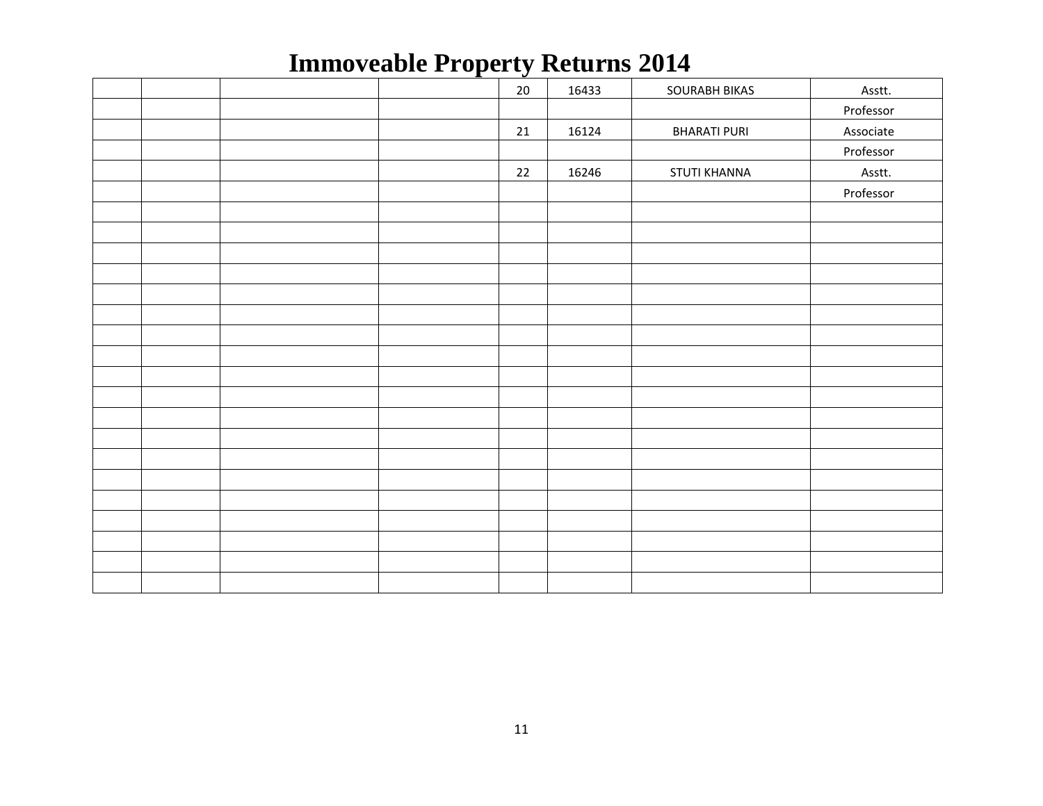# Immoveable Property Returns 2014

| | | | | | | | |
|---|---|---|---|---|---|---|---|
| | | | | 20 | 16433 | SOURABH BIKAS | Asstt. |
| | | | | | | | Professor |
| | | | | 21 | 16124 | BHARATI PURI | Associate |
| | | | | | | | Professor |
| | | | | 22 | 16246 | STUTI KHANNA | Asstt. |
| | | | | | | | Professor |
| | | | | | | | |
| | | | | | | | |
| | | | | | | | |
| | | | | | | | |
| | | | | | | | |
| | | | | | | | |
| | | | | | | | |
| | | | | | | | |
| | | | | | | | |
| | | | | | | | |
| | | | | | | | |
| | | | | | | | |
| | | | | | | | |
| | | | | | | | |
| | | | | | | | |
| | | | | | | | |
| | | | | | | | |
| | | | | | | | |
| | | | | | | | |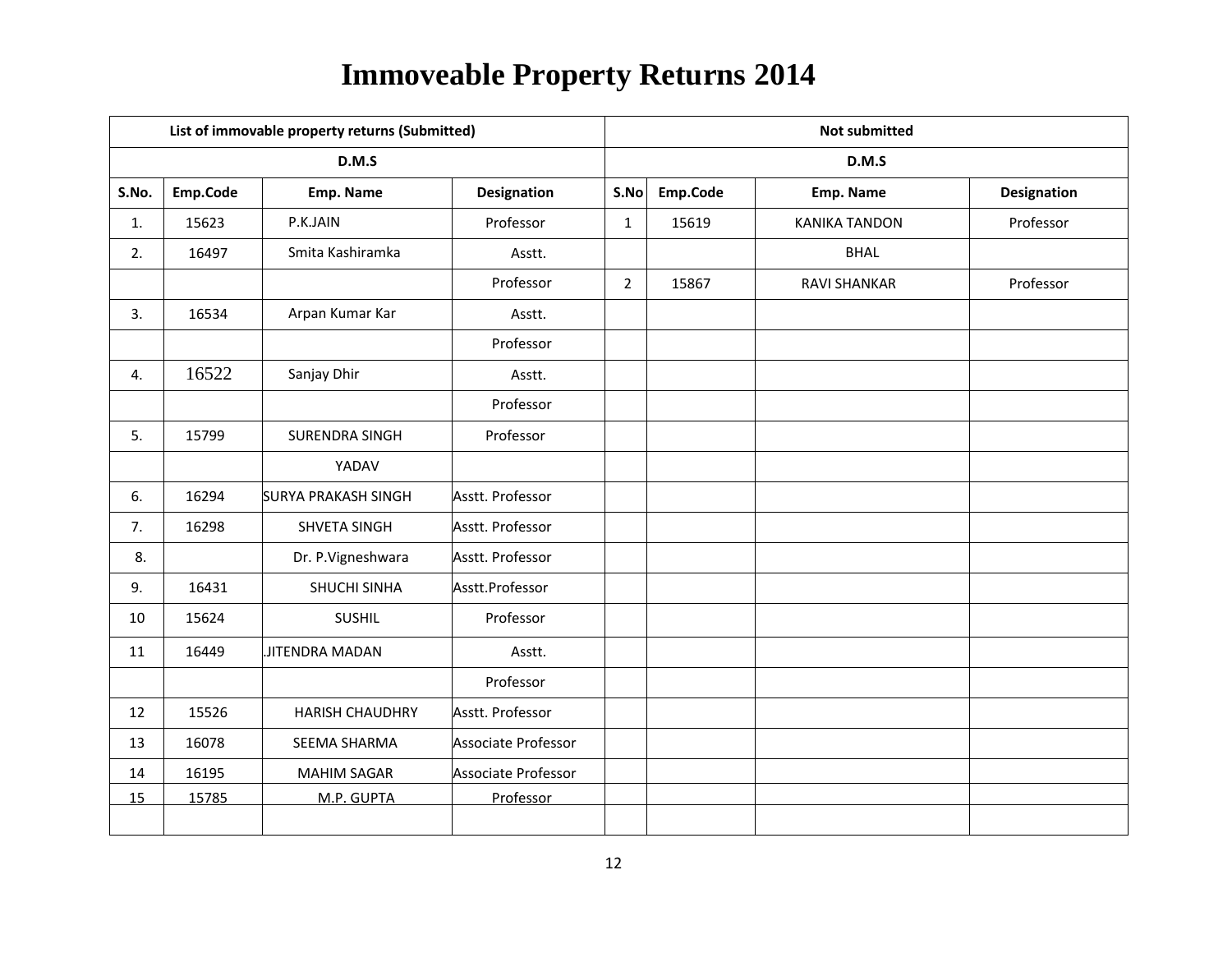# Immoveable Property Returns 2014

| List of immovable property returns (Submitted) | | | | Not submitted | | | |
|---|---|---|---|---|---|---|---|
| D.M.S | | | | D.M.S | | | |
| S.No. | Emp.Code | Emp. Name | Designation | S.No | Emp.Code | Emp. Name | Designation |
| 1. | 15623 | P.K.JAIN | Professor | 1 | 15619 | KANIKA TANDON | Professor |
| 2. | 16497 | Smita Kashiramka | Asstt. | | | BHAL | |
| | | | Professor | 2 | 15867 | RAVI SHANKAR | Professor |
| 3. | 16534 | Arpan Kumar Kar | Asstt. | | | | |
| | | | Professor | | | | |
| 4. | 16522 | Sanjay Dhir | Asstt. | | | | |
| | | | Professor | | | | |
| 5. | 15799 | SURENDRA SINGH | Professor | | | | |
| | | YADAV | | | | | |
| 6. | 16294 | SURYA PRAKASH SINGH | Asstt. Professor | | | | |
| 7. | 16298 | SHVETA SINGH | Asstt. Professor | | | | |
| 8. | | Dr. P.Vigneshwara | Asstt. Professor | | | | |
| 9. | 16431 | SHUCHI SINHA | Asstt.Professor | | | | |
| 10 | 15624 | SUSHIL | Professor | | | | |
| 11 | 16449 | .JITENDRA MADAN | Asstt. | | | | |
| | | | Professor | | | | |
| 12 | 15526 | HARISH CHAUDHRY | Asstt. Professor | | | | |
| 13 | 16078 | SEEMA SHARMA | Associate Professor | | | | |
| 14 | 16195 | MAHIM SAGAR | Associate Professor | | | | |
| 15 | 15785 | M.P. GUPTA | Professor | | | | |
| | | | | | | | |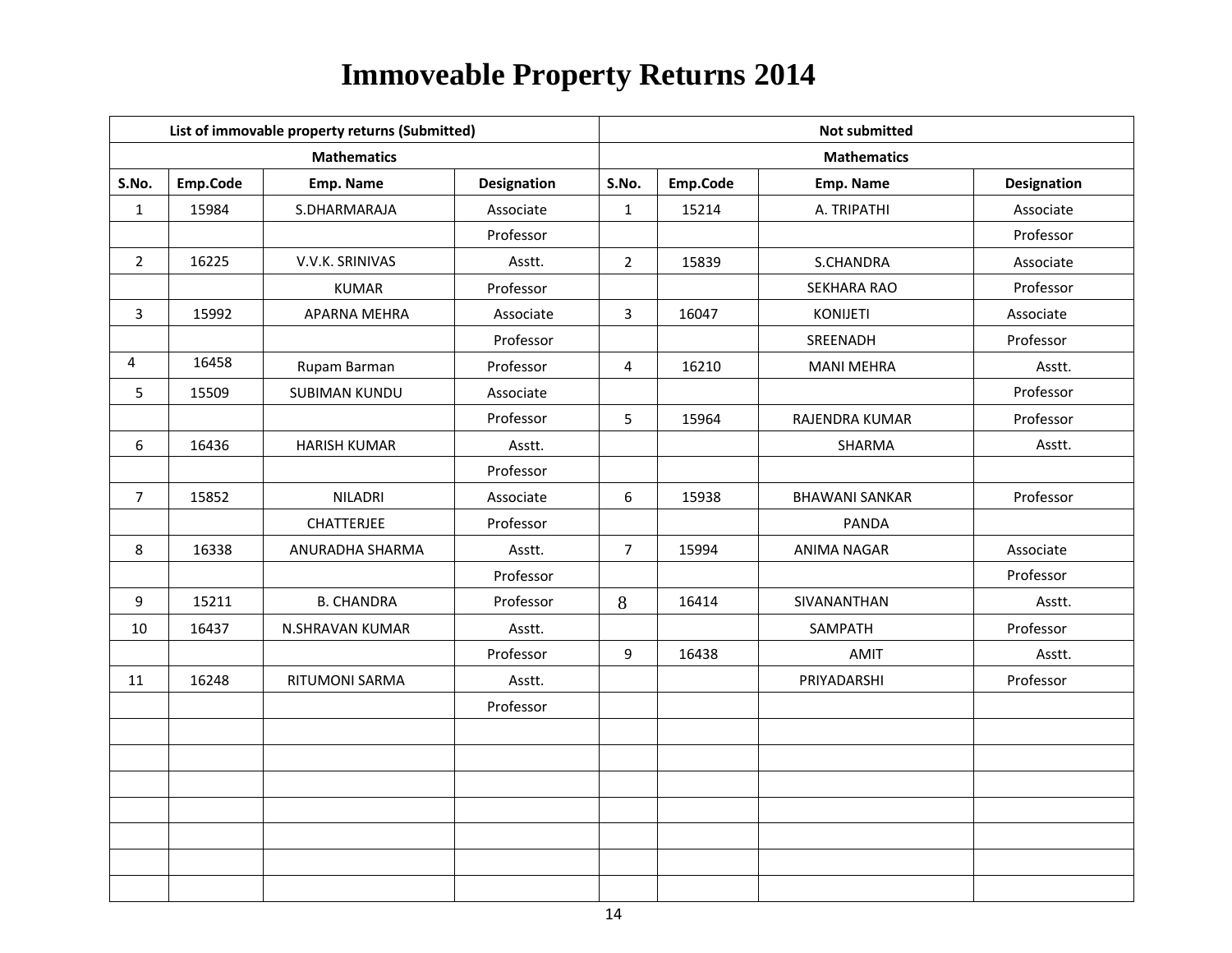# Immoveable Property Returns 2014

| List of immovable property returns (Submitted) | | | | Not submitted | | | |
|---|---|---|---|---|---|---|---|
| Mathematics | | | | Mathematics | | | |
| S.No. | Emp.Code | Emp. Name | Designation | S.No. | Emp.Code | Emp. Name | Designation |
| 1 | 15984 | S.DHARMARAJA | Associate | 1 | 15214 | A. TRIPATHI | Associate |
| | | | Professor | | | | Professor |
| 2 | 16225 | V.V.K. SRINIVAS | Asstt. | 2 | 15839 | S.CHANDRA | Associate |
| | | KUMAR | Professor | | | SEKHARA RAO | Professor |
| 3 | 15992 | APARNA MEHRA | Associate | 3 | 16047 | KONIJETI | Associate |
| | | | Professor | | | SREENADH | Professor |
| 4 | 16458 | Rupam Barman | Professor | 4 | 16210 | MANI MEHRA | Asstt. |
| 5 | 15509 | SUBIMAN KUNDU | Associate | | | | Professor |
| | | | Professor | 5 | 15964 | RAJENDRA KUMAR | Professor |
| 6 | 16436 | HARISH KUMAR | Asstt. | | | SHARMA | Asstt. |
| | | | Professor | | | | |
| 7 | 15852 | NILADRI | Associate | 6 | 15938 | BHAWANI SANKAR | Professor |
| | | CHATTERJEE | Professor | | | PANDA | |
| 8 | 16338 | ANURADHA SHARMA | Asstt. | 7 | 15994 | ANIMA NAGAR | Associate |
| | | | Professor | | | | Professor |
| 9 | 15211 | B. CHANDRA | Professor | 8 | 16414 | SIVANANTHAN | Asstt. |
| 10 | 16437 | N.SHRAVAN KUMAR | Asstt. | | | SAMPATH | Professor |
| | | | Professor | 9 | 16438 | AMIT | Asstt. |
| 11 | 16248 | RITUMONI SARMA | Asstt. | | | PRIYADARSHI | Professor |
| | | | Professor | | | | |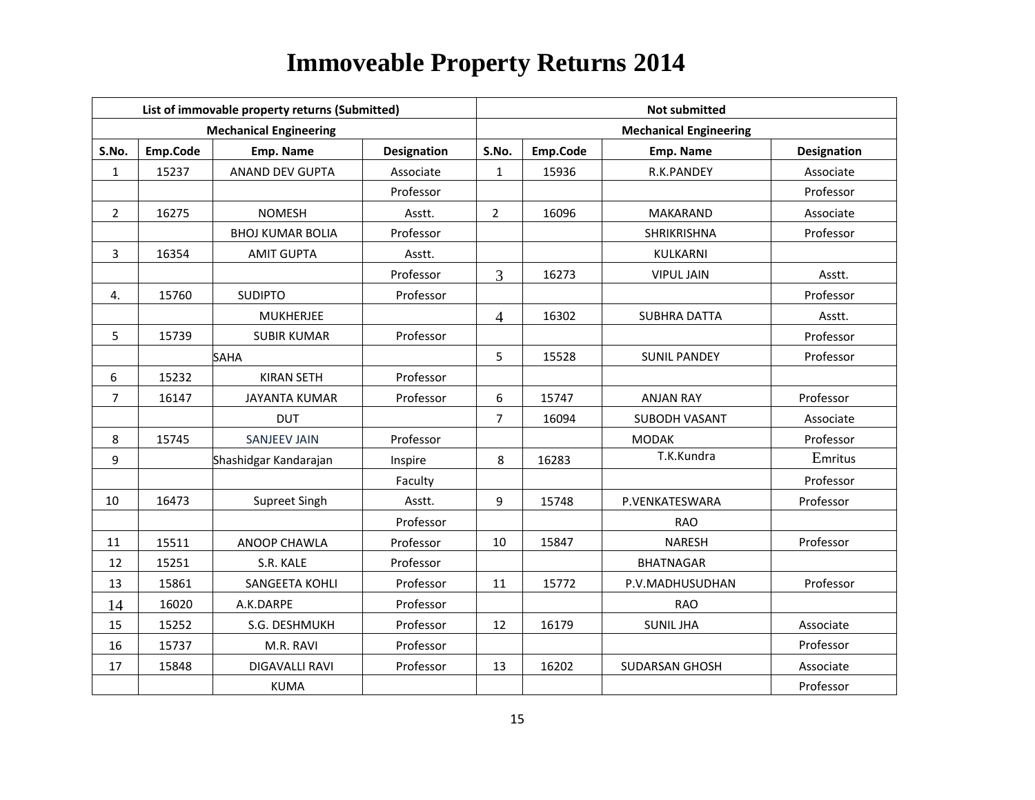# Immoveable Property Returns 2014

| List of immovable property returns (Submitted) | | | | Not submitted | | | |
|---|---|---|---|---|---|---|---|
| Mechanical Engineering | | | | Mechanical Engineering | | | |
| S.No. | Emp.Code | Emp. Name | Designation | S.No. | Emp.Code | Emp. Name | Designation |
| 1 | 15237 | ANAND DEV GUPTA | Associate | 1 | 15936 | R.K.PANDEY | Associate |
| | | | Professor | | | | Professor |
| 2 | 16275 | NOMESH | Asstt. | 2 | 16096 | MAKARAND | Associate |
| | | BHOJ KUMAR BOLIA | Professor | | | SHRIKRISHNA | Professor |
| 3 | 16354 | AMIT GUPTA | Asstt. | | | KULKARNI | |
| | | | Professor | 3 | 16273 | VIPUL JAIN | Asstt. |
| 4. | 15760 | SUDIPTO | Professor | | | | Professor |
| | | MUKHERJEE | | 4 | 16302 | SUBHRA DATTA | Asstt. |
| 5 | 15739 | SUBIR KUMAR | Professor | | | | Professor |
| | | SAHA | | 5 | 15528 | SUNIL PANDEY | Professor |
| 6 | 15232 | KIRAN SETH | Professor | | | | |
| 7 | 16147 | JAYANTA KUMAR | Professor | 6 | 15747 | ANJAN RAY | Professor |
| | | DUT | | 7 | 16094 | SUBODH VASANT | Associate |
| 8 | 15745 | SANJEEV JAIN | Professor | | | MODAK | Professor |
| 9 | | Shashidgar Kandarajan | Inspire | 8 | 16283 | T.K.Kundra | Emritus |
| | | | Faculty | | | | Professor |
| 10 | 16473 | Supreet Singh | Asstt. | 9 | 15748 | P.VENKATESWARA | Professor |
| | | | Professor | | | RAO | |
| 11 | 15511 | ANOOP CHAWLA | Professor | 10 | 15847 | NARESH | Professor |
| 12 | 15251 | S.R. KALE | Professor | | | BHATNAGAR | |
| 13 | 15861 | SANGEETA KOHLI | Professor | 11 | 15772 | P.V.MADHUSUDHAN | Professor |
| 14 | 16020 | A.K.DARPE | Professor | | | RAO | |
| 15 | 15252 | S.G. DESHMUKH | Professor | 12 | 16179 | SUNIL JHA | Associate |
| 16 | 15737 | M.R. RAVI | Professor | | | | Professor |
| 17 | 15848 | DIGAVALLI RAVI | Professor | 13 | 16202 | SUDARSAN GHOSH | Associate |
| | | KUMA | | | | | Professor |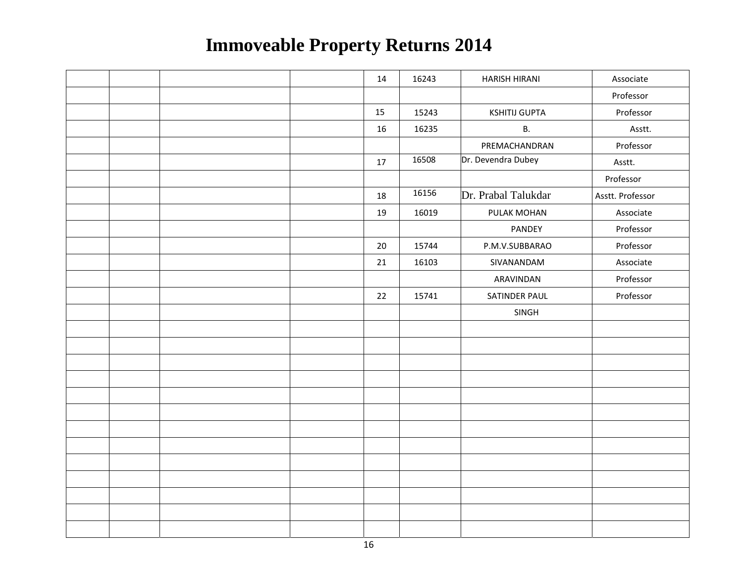# Immoveable Property Returns 2014

| | | | | | | | |
|---|---|---|---|---|---|---|---|
| | | | | 14 | 16243 | HARISH HIRANI | Associate |
| | | | | | | | Professor |
| | | | | 15 | 15243 | KSHITIJ GUPTA | Professor |
| | | | | 16 | 16235 | B. | Asstt. |
| | | | | | | PREMACHANDRAN | Professor |
| | | | | 17 | 16508 | Dr. Devendra Dubey | Asstt. |
| | | | | | | | Professor |
| | | | | 18 | 16156 | Dr. Prabal Talukdar | Asstt. Professor |
| | | | | 19 | 16019 | PULAK MOHAN | Associate |
| | | | | | | PANDEY | Professor |
| | | | | 20 | 15744 | P.M.V.SUBBARAO | Professor |
| | | | | 21 | 16103 | SIVANANDAM | Associate |
| | | | | | | ARAVINDAN | Professor |
| | | | | 22 | 15741 | SATINDER PAUL | Professor |
| | | | | | | SINGH | |
| | | | | | | | |
| | | | | | | | |
| | | | | | | | |
| | | | | | | | |
| | | | | | | | |
| | | | | | | | |
| | | | | | | | |
| | | | | | | | |
| | | | | | | | |
| | | | | | | | |
| | | | | | | | |
| | | | | | | | |
| | | | | | | | |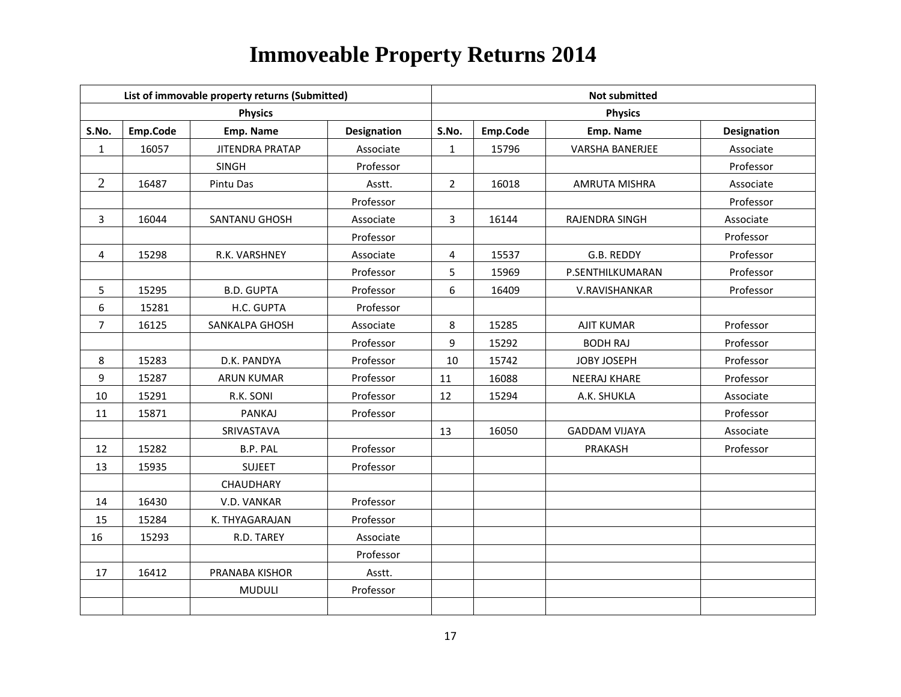# Immoveable Property Returns 2014

| List of immovable property returns (Submitted) | | | | Not submitted | | | |
|---|---|---|---|---|---|---|---|
| Physics | | | | Physics | | | |
| S.No. | Emp.Code | Emp. Name | Designation | S.No. | Emp.Code | Emp. Name | Designation |
| 1 | 16057 | JITENDRA PRATAP | Associate | 1 | 15796 | VARSHA BANERJEE | Associate |
| | | SINGH | Professor | | | | Professor |
| 2 | 16487 | Pintu Das | Asstt. | 2 | 16018 | AMRUTA MISHRA | Associate |
| | | | Professor | | | | Professor |
| 3 | 16044 | SANTANU GHOSH | Associate | 3 | 16144 | RAJENDRA SINGH | Associate |
| | | | Professor | | | | Professor |
| 4 | 15298 | R.K. VARSHNEY | Associate | 4 | 15537 | G.B. REDDY | Professor |
| | | | Professor | 5 | 15969 | P.SENTHILKUMARAN | Professor |
| 5 | 15295 | B.D. GUPTA | Professor | 6 | 16409 | V.RAVISHANKAR | Professor |
| 6 | 15281 | H.C. GUPTA | Professor | | | | |
| 7 | 16125 | SANKALPA GHOSH | Associate | 8 | 15285 | AJIT KUMAR | Professor |
| | | | Professor | 9 | 15292 | BODH RAJ | Professor |
| 8 | 15283 | D.K. PANDYA | Professor | 10 | 15742 | JOBY JOSEPH | Professor |
| 9 | 15287 | ARUN KUMAR | Professor | 11 | 16088 | NEERAJ KHARE | Professor |
| 10 | 15291 | R.K. SONI | Professor | 12 | 15294 | A.K. SHUKLA | Associate |
| 11 | 15871 | PANKAJ | Professor | | | | Professor |
| | | SRIVASTAVA | | 13 | 16050 | GADDAM VIJAYA | Associate |
| 12 | 15282 | B.P. PAL | Professor | | | PRAKASH | Professor |
| 13 | 15935 | SUJEET | Professor | | | | |
| | | CHAUDHARY | | | | | |
| 14 | 16430 | V.D. VANKAR | Professor | | | | |
| 15 | 15284 | K. THYAGARAJAN | Professor | | | | |
| 16 | 15293 | R.D. TAREY | Associate | | | | |
| | | | Professor | | | | |
| 17 | 16412 | PRANABA KISHOR | Asstt. | | | | |
| | | MUDULI | Professor | | | | |
| | | | | | | | |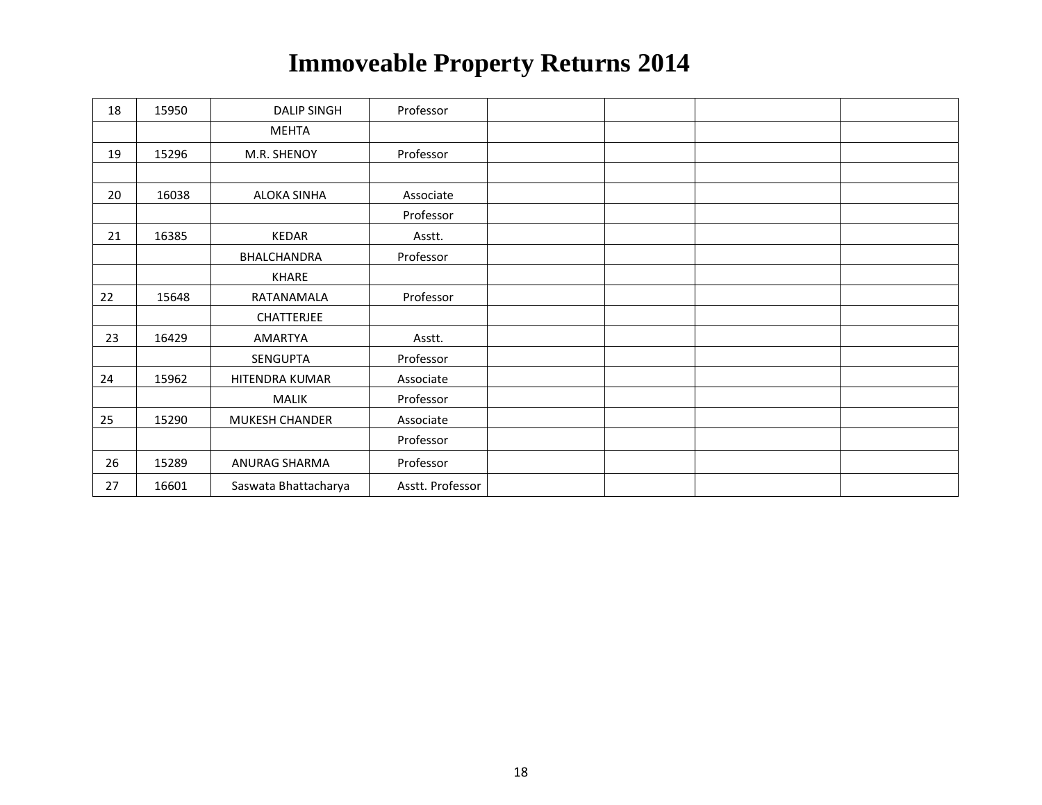# Immoveable Property Returns 2014

| | | | | | | | |
|---|---|---|---|---|---|---|---|
| 18 | 15950 | DALIP SINGH | Professor | | | | |
| | | MEHTA | | | | | |
| 19 | 15296 | M.R. SHENOY | Professor | | | | |
| | | | | | | | |
| 20 | 16038 | ALOKA SINHA | Associate | | | | |
| | | | Professor | | | | |
| 21 | 16385 | KEDAR | Asstt. | | | | |
| | | BHALCHANDRA | Professor | | | | |
| | | KHARE | | | | | |
| 22 | 15648 | RATANAMALA | Professor | | | | |
| | | CHATTERJEE | | | | | |
| 23 | 16429 | AMARTYA | Asstt. | | | | |
| | | SENGUPTA | Professor | | | | |
| 24 | 15962 | HITENDRA KUMAR | Associate | | | | |
| | | MALIK | Professor | | | | |
| 25 | 15290 | MUKESH CHANDER | Associate | | | | |
| | | | Professor | | | | |
| 26 | 15289 | ANURAG SHARMA | Professor | | | | |
| 27 | 16601 | Saswata Bhattacharya | Asstt. Professor | | | | |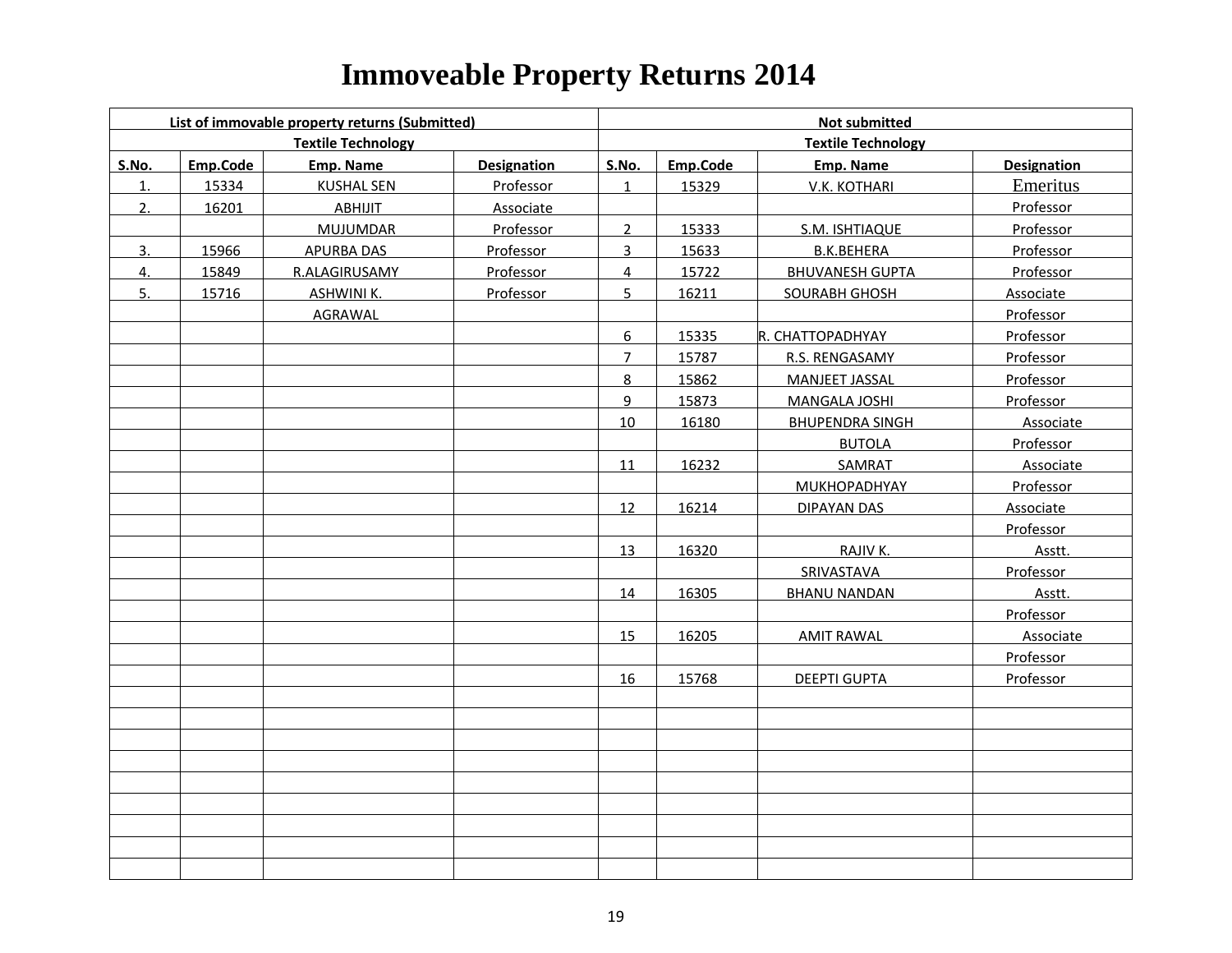# Immoveable Property Returns 2014

| List of immovable property returns (Submitted) | | | | Not submitted | | | |
|---|---|---|---|---|---|---|---|
| Textile Technology | | | | Textile Technology | | | |
| S.No. | Emp.Code | Emp. Name | Designation | S.No. | Emp.Code | Emp. Name | Designation |
| 1. | 15334 | KUSHAL SEN | Professor | 1 | 15329 | V.K. KOTHARI | Emeritus Professor |
| 2. | 16201 | ABHIJIT MUJUMDAR | Associate Professor | 2 | 15333 | S.M. ISHTIAQUE | Professor |
| 3. | 15966 | APURBA DAS | Professor | 3 | 15633 | B.K.BEHERA | Professor |
| 4. | 15849 | R.ALAGIRUSAMY | Professor | 4 | 15722 | BHUVANESH GUPTA | Professor |
| 5. | 15716 | ASHWINI K. AGRAWAL | Professor | 5 | 16211 | SOURABH GHOSH | Associate Professor |
| | | | | 6 | 15335 | R. CHATTOPADHYAY | Professor |
| | | | | 7 | 15787 | R.S. RENGASAMY | Professor |
| | | | | 8 | 15862 | MANJEET JASSAL | Professor |
| | | | | 9 | 15873 | MANGALA JOSHI | Professor |
| | | | | 10 | 16180 | BHUPENDRA SINGH BUTOLA | Associate Professor |
| | | | | 11 | 16232 | SAMRAT MUKHOPADHYAY | Associate Professor |
| | | | | 12 | 16214 | DIPAYAN DAS | Associate Professor |
| | | | | 13 | 16320 | RAJIV K. SRIVASTAVA | Asstt. Professor |
| | | | | 14 | 16305 | BHANU NANDAN | Asstt. Professor |
| | | | | 15 | 16205 | AMIT RAWAL | Associate Professor |
| | | | | 16 | 15768 | DEEPTI GUPTA | Professor |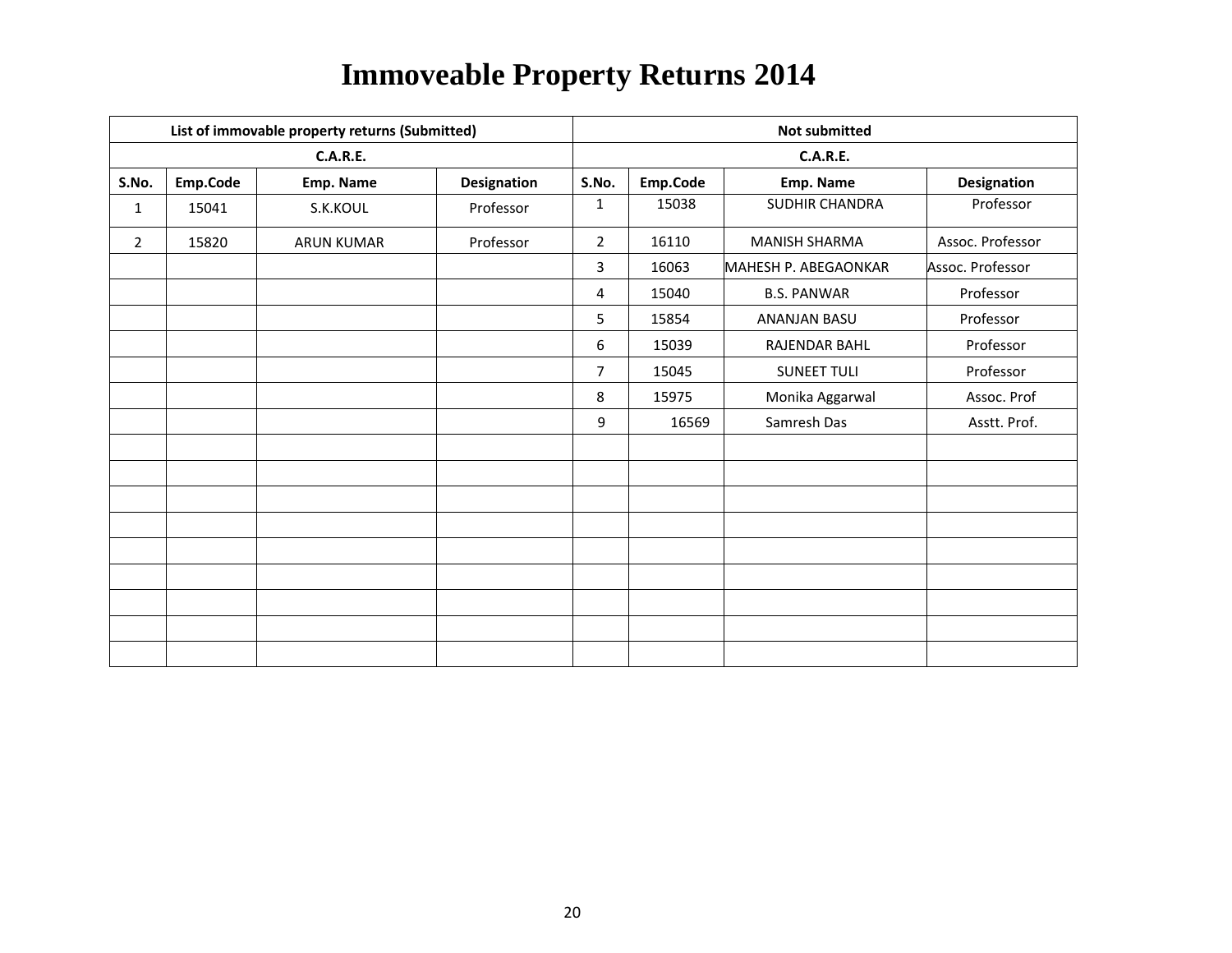# Immoveable Property Returns 2014

| List of immovable property returns (Submitted) | | | | Not submitted | | | |
|---|---|---|---|---|---|---|---|
| C.A.R.E. | | | | C.A.R.E. | | | |
| S.No. | Emp.Code | Emp. Name | Designation | S.No. | Emp.Code | Emp. Name | Designation |
| 1 | 15041 | S.K.KOUL | Professor | 1 | 15038 | SUDHIR CHANDRA | Professor |
| 2 | 15820 | ARUN KUMAR | Professor | 2 | 16110 | MANISH SHARMA | Assoc. Professor |
| | | | | 3 | 16063 | MAHESH P. ABEGAONKAR | Assoc. Professor |
| | | | | 4 | 15040 | B.S. PANWAR | Professor |
| | | | | 5 | 15854 | ANANJAN BASU | Professor |
| | | | | 6 | 15039 | RAJENDAR BAHL | Professor |
| | | | | 7 | 15045 | SUNEET TULI | Professor |
| | | | | 8 | 15975 | Monika Aggarwal | Assoc. Prof |
| | | | | 9 | 16569 | Samresh Das | Asstt. Prof. |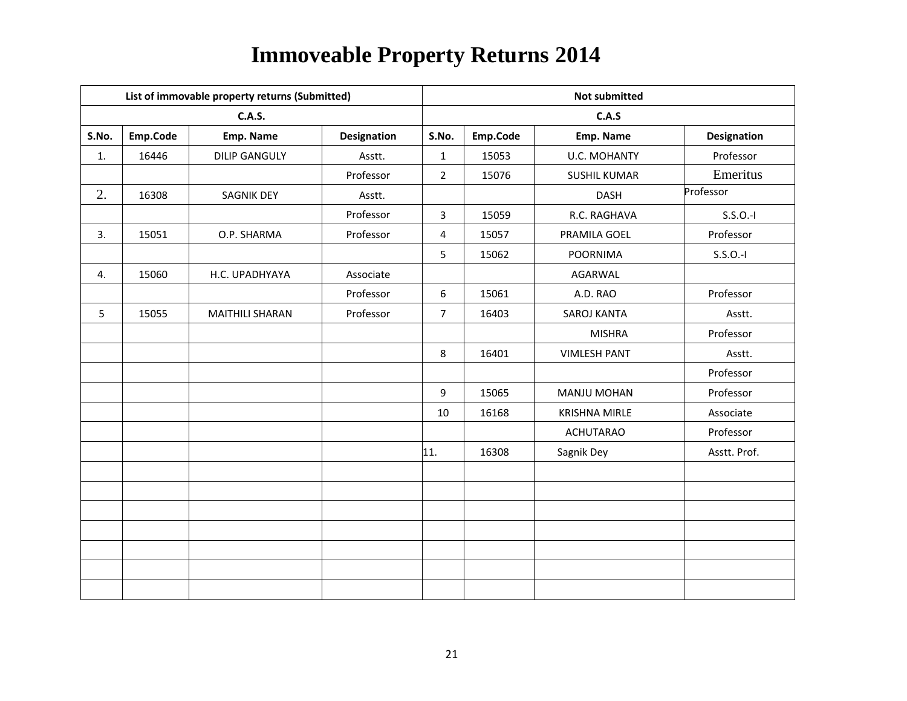# Immoveable Property Returns 2014

| List of immovable property returns (Submitted) | | | | Not submitted | | | |
|---|---|---|---|---|---|---|---|
| C.A.S. | | | | C.A.S | | | |
| S.No. | Emp.Code | Emp. Name | Designation | S.No. | Emp.Code | Emp. Name | Designation |
| 1. | 16446 | DILIP GANGULY | Asstt. | 1 | 15053 | U.C. MOHANTY | Professor |
| | | | Professor | 2 | 15076 | SUSHIL KUMAR | Emeritus |
| 2. | 16308 | SAGNIK DEY | Asstt. | | | DASH | Professor |
| | | | Professor | 3 | 15059 | R.C. RAGHAVA | S.S.O.-I |
| 3. | 15051 | O.P. SHARMA | Professor | 4 | 15057 | PRAMILA GOEL | Professor |
| | | | | 5 | 15062 | POORNIMA | S.S.O.-I |
| 4. | 15060 | H.C. UPADHYAYA | Associate | | | AGARWAL | |
| | | | Professor | 6 | 15061 | A.D. RAO | Professor |
| 5 | 15055 | MAITHILI SHARAN | Professor | 7 | 16403 | SAROJ KANTA | Asstt. |
| | | | | | | MISHRA | Professor |
| | | | | 8 | 16401 | VIMLESH PANT | Asstt. |
| | | | | | | | Professor |
| | | | | 9 | 15065 | MANJU MOHAN | Professor |
| | | | | 10 | 16168 | KRISHNA MIRLE | Associate |
| | | | | | | ACHUTARAO | Professor |
| | | | | 11. | 16308 | Sagnik Dey | Asstt. Prof. |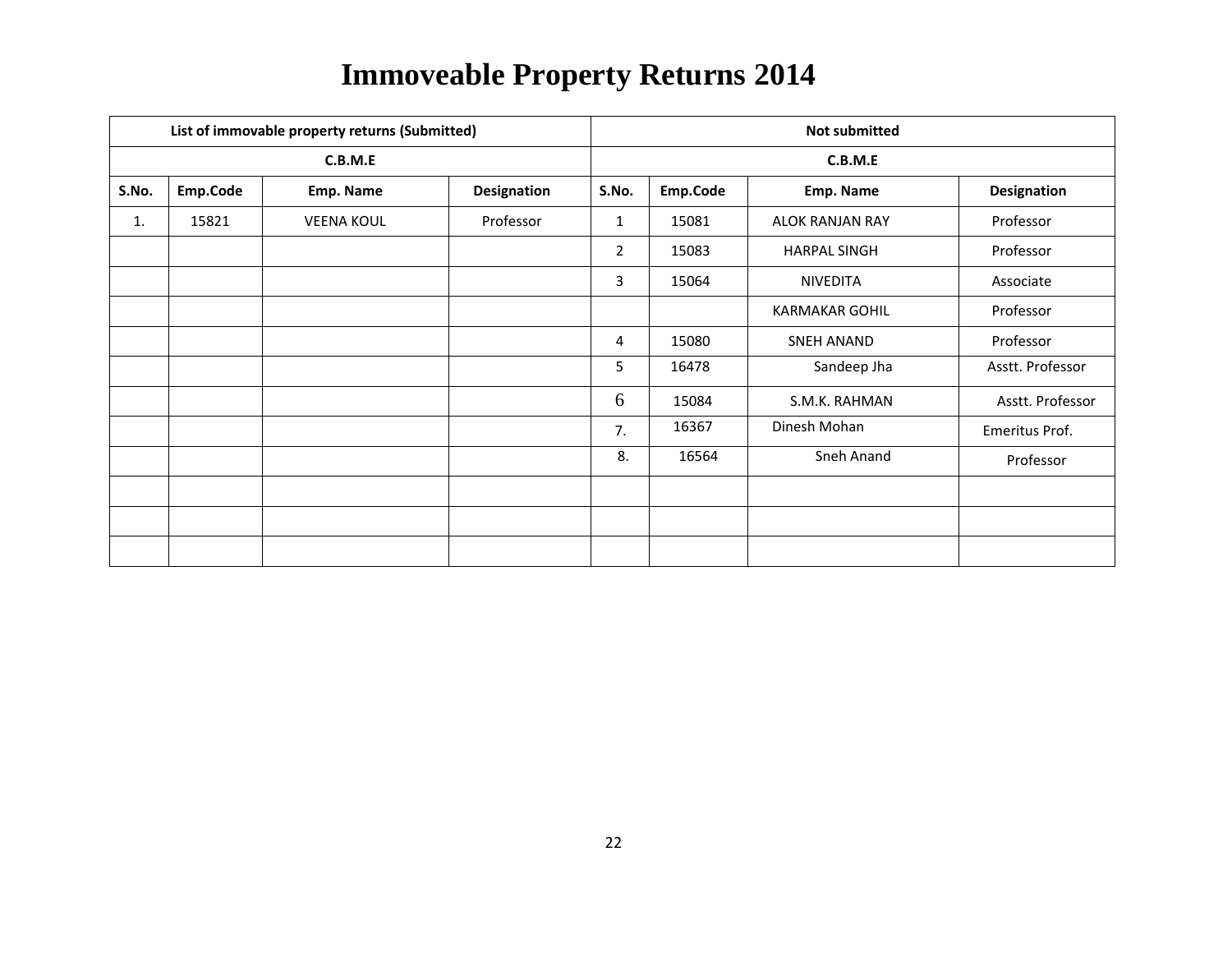# Immoveable Property Returns 2014

| List of immovable property returns (Submitted) | | | | Not submitted | | | |
|---|---|---|---|---|---|---|---|
| C.B.M.E | | | | C.B.M.E | | | |
| S.No. | Emp.Code | Emp. Name | Designation | S.No. | Emp.Code | Emp. Name | Designation |
| 1. | 15821 | VEENA KOUL | Professor | 1 | 15081 | ALOK RANJAN RAY | Professor |
| | | | | 2 | 15083 | HARPAL SINGH | Professor |
| | | | | 3 | 15064 | NIVEDITA | Associate |
| | | | | | | KARMAKAR GOHIL | Professor |
| | | | | 4 | 15080 | SNEH ANAND | Professor |
| | | | | 5 | 16478 | Sandeep Jha | Asstt. Professor |
| | | | | 6 | 15084 | S.M.K. RAHMAN | Asstt. Professor |
| | | | | 7. | 16367 | Dinesh Mohan | Emeritus Prof. |
| | | | | 8. | 16564 | Sneh Anand | Professor |
| | | | | | | | |
| | | | | | | | |
| | | | | | | | |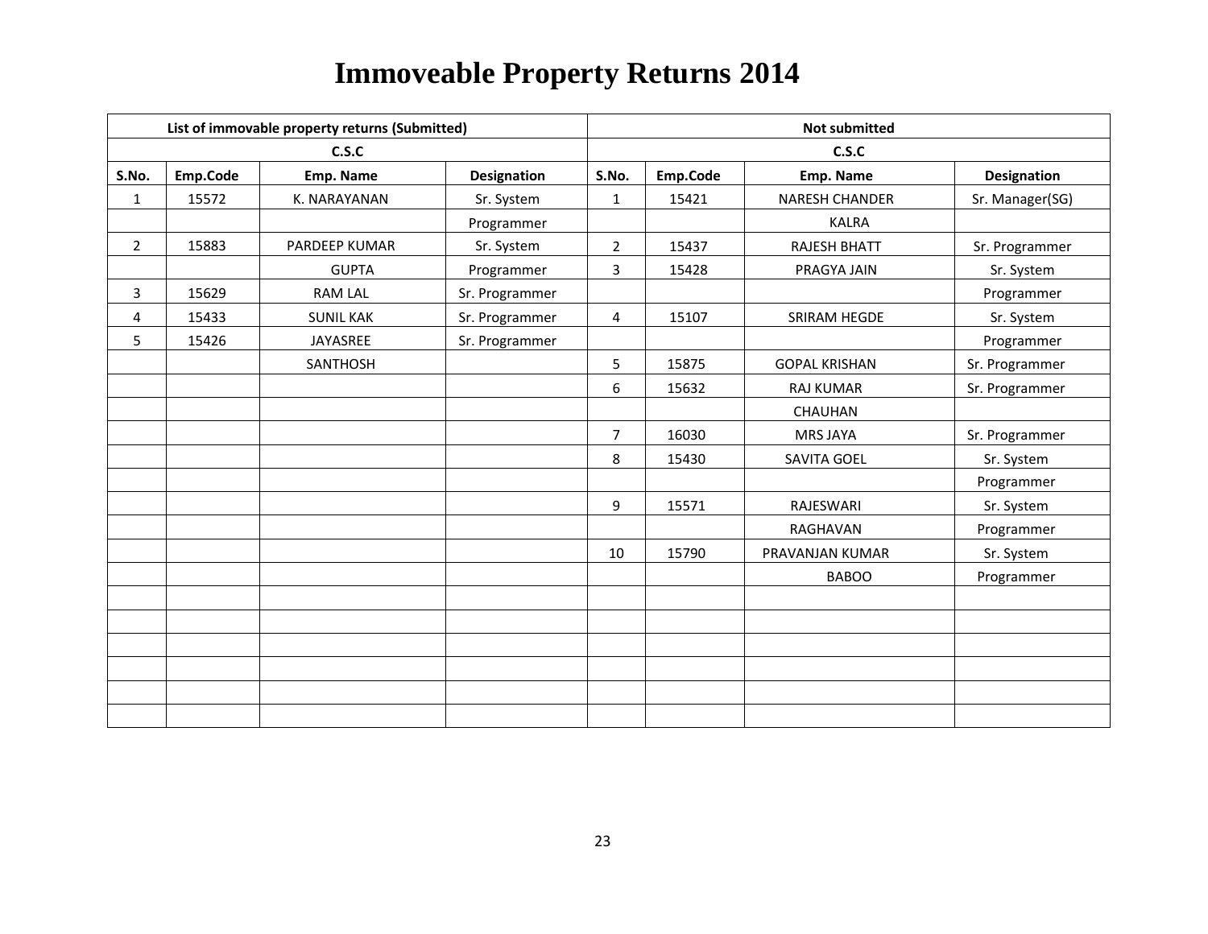# Immoveable Property Returns 2014

| List of immovable property returns (Submitted) | | | | Not submitted | | | |
|---|---|---|---|---|---|---|---|
| C.S.C | | | | C.S.C | | | |
| S.No. | Emp.Code | Emp. Name | Designation | S.No. | Emp.Code | Emp. Name | Designation |
| 1 | 15572 | K. NARAYANAN | Sr. System | 1 | 15421 | NARESH CHANDER | Sr. Manager(SG) |
| | | | Programmer | | | KALRA | |
| 2 | 15883 | PARDEEP KUMAR | Sr. System | 2 | 15437 | RAJESH BHATT | Sr. Programmer |
| | | GUPTA | Programmer | 3 | 15428 | PRAGYA JAIN | Sr. System |
| 3 | 15629 | RAM LAL | Sr. Programmer | | | | Programmer |
| 4 | 15433 | SUNIL KAK | Sr. Programmer | 4 | 15107 | SRIRAM HEGDE | Sr. System |
| 5 | 15426 | JAYASREE | Sr. Programmer | | | | Programmer |
| | | SANTHOSH | | 5 | 15875 | GOPAL KRISHAN | Sr. Programmer |
| | | | | 6 | 15632 | RAJ KUMAR | Sr. Programmer |
| | | | | | | CHAUHAN | |
| | | | | 7 | 16030 | MRS JAYA | Sr. Programmer |
| | | | | 8 | 15430 | SAVITA GOEL | Sr. System |
| | | | | | | | Programmer |
| | | | | 9 | 15571 | RAJESWARI | Sr. System |
| | | | | | | RAGHAVAN | Programmer |
| | | | | 10 | 15790 | PRAVANJAN KUMAR | Sr. System |
| | | | | | | BABOO | Programmer |
| | | | | | | | |
| | | | | | | | |
| | | | | | | | |
| | | | | | | | |
| | | | | | | | |
| | | | | | | | |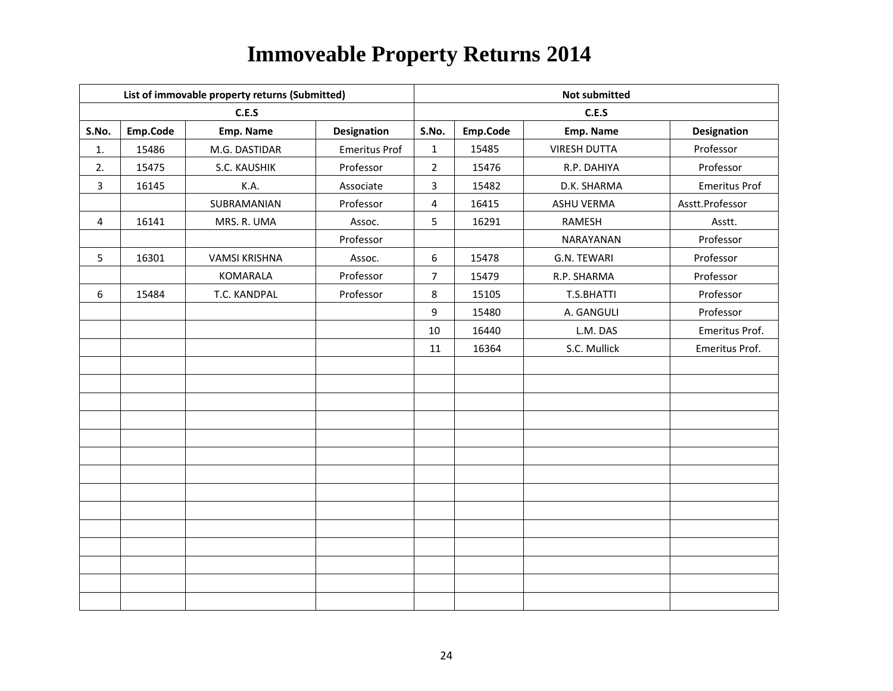# Immoveable Property Returns 2014

| List of immovable property returns (Submitted) | | | | Not submitted | | | |
|---|---|---|---|---|---|---|---|
| C.E.S | | | | C.E.S | | | |
| S.No. | Emp.Code | Emp. Name | Designation | S.No. | Emp.Code | Emp. Name | Designation |
| 1. | 15486 | M.G. DASTIDAR | Emeritus Prof | 1 | 15485 | VIRESH DUTTA | Professor |
| 2. | 15475 | S.C. KAUSHIK | Professor | 2 | 15476 | R.P. DAHIYA | Professor |
| 3 | 16145 | K.A. | Associate | 3 | 15482 | D.K. SHARMA | Emeritus Prof |
| | | SUBRAMANIAN | Professor | 4 | 16415 | ASHU VERMA | Asstt.Professor |
| 4 | 16141 | MRS. R. UMA | Assoc. | 5 | 16291 | RAMESH | Asstt. |
| | | | Professor | | | NARAYANAN | Professor |
| 5 | 16301 | VAMSI KRISHNA | Assoc. | 6 | 15478 | G.N. TEWARI | Professor |
| | | KOMARALA | Professor | 7 | 15479 | R.P. SHARMA | Professor |
| 6 | 15484 | T.C. KANDPAL | Professor | 8 | 15105 | T.S.BHATTI | Professor |
| | | | | 9 | 15480 | A. GANGULI | Professor |
| | | | | 10 | 16440 | L.M. DAS | Emeritus Prof. |
| | | | | 11 | 16364 | S.C. Mullick | Emeritus Prof. |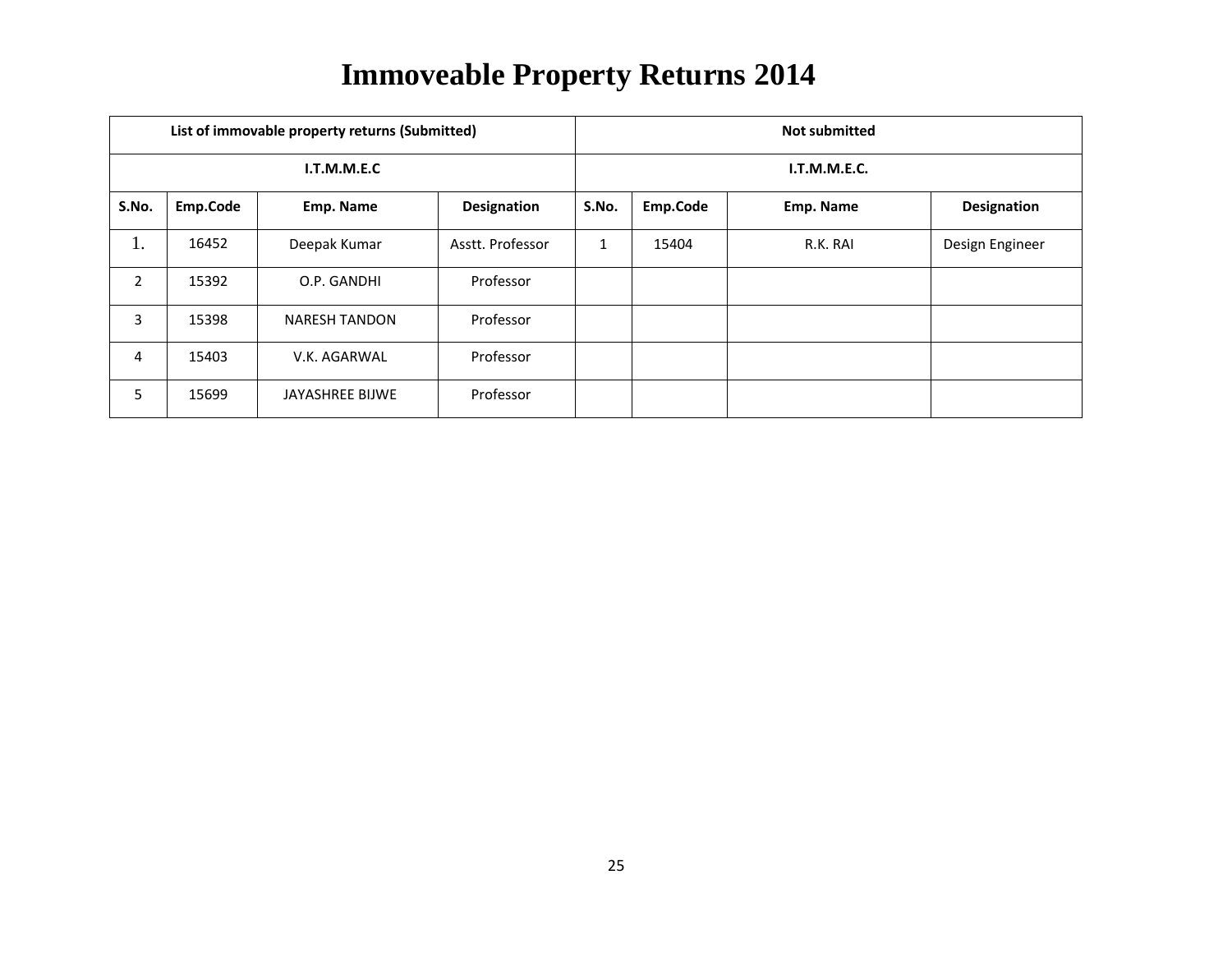# Immoveable Property Returns 2014

| List of immovable property returns (Submitted) | | | | Not submitted | | | |
|---|---|---|---|---|---|---|---|
| I.T.M.M.E.C | | | | I.T.M.M.E.C. | | | |
| **S.No.** | **Emp.Code** | **Emp. Name** | **Designation** | **S.No.** | **Emp.Code** | **Emp. Name** | **Designation** |
| 1. | 16452 | Deepak Kumar | Asstt. Professor | 1 | 15404 | R.K. RAI | Design Engineer |
| 2 | 15392 | O.P. GANDHI | Professor | | | | |
| 3 | 15398 | NARESH TANDON | Professor | | | | |
| 4 | 15403 | V.K. AGARWAL | Professor | | | | |
| 5 | 15699 | JAYASHREE BIJWE | Professor | | | | |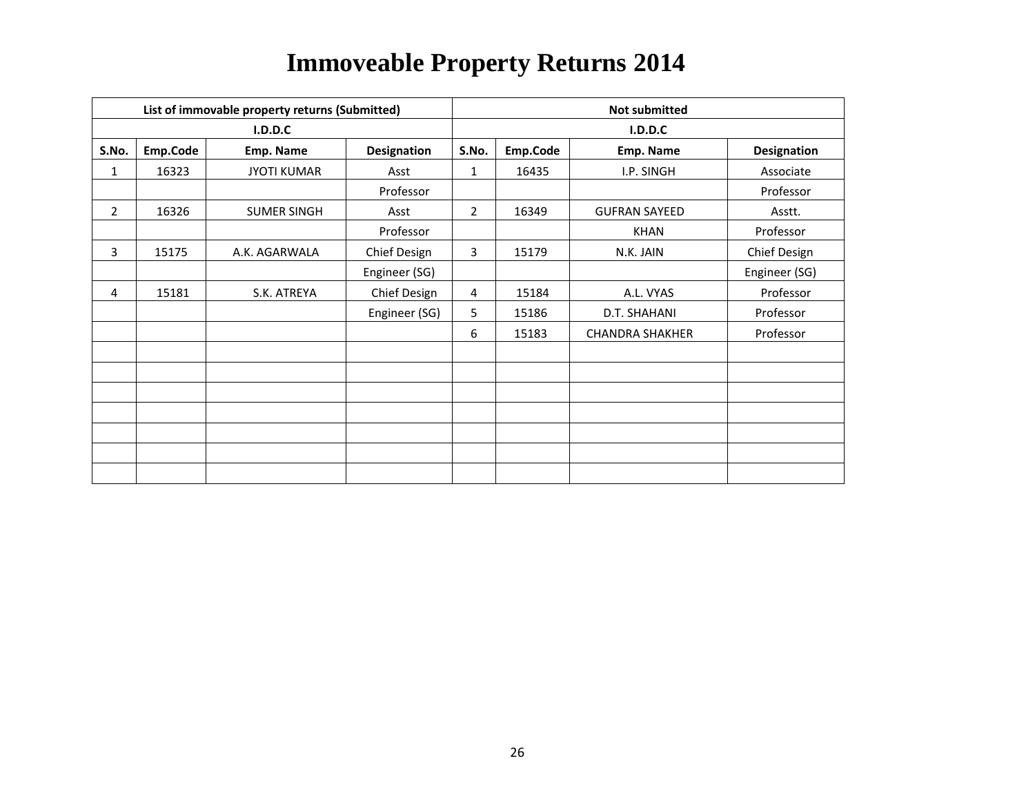# Immoveable Property Returns 2014

| List of immovable property returns (Submitted) | | | | Not submitted | | | |
|---|---|---|---|---|---|---|---|
| I.D.D.C | | | | I.D.D.C | | | |
| S.No. | Emp.Code | Emp. Name | Designation | S.No. | Emp.Code | Emp. Name | Designation |
| 1 | 16323 | JYOTI KUMAR | Asst | 1 | 16435 | I.P. SINGH | Associate |
| | | | Professor | | | | Professor |
| 2 | 16326 | SUMER SINGH | Asst | 2 | 16349 | GUFRAN SAYEED | Asstt. |
| | | | Professor | | | KHAN | Professor |
| 3 | 15175 | A.K. AGARWALA | Chief Design | 3 | 15179 | N.K. JAIN | Chief Design |
| | | | Engineer (SG) | | | | Engineer (SG) |
| 4 | 15181 | S.K. ATREYA | Chief Design | 4 | 15184 | A.L. VYAS | Professor |
| | | | Engineer (SG) | 5 | 15186 | D.T. SHAHANI | Professor |
| | | | | 6 | 15183 | CHANDRA SHAKHER | Professor |
| | | | | | | | |
| | | | | | | | |
| | | | | | | | |
| | | | | | | | |
| | | | | | | | |
| | | | | | | | |
| | | | | | | | |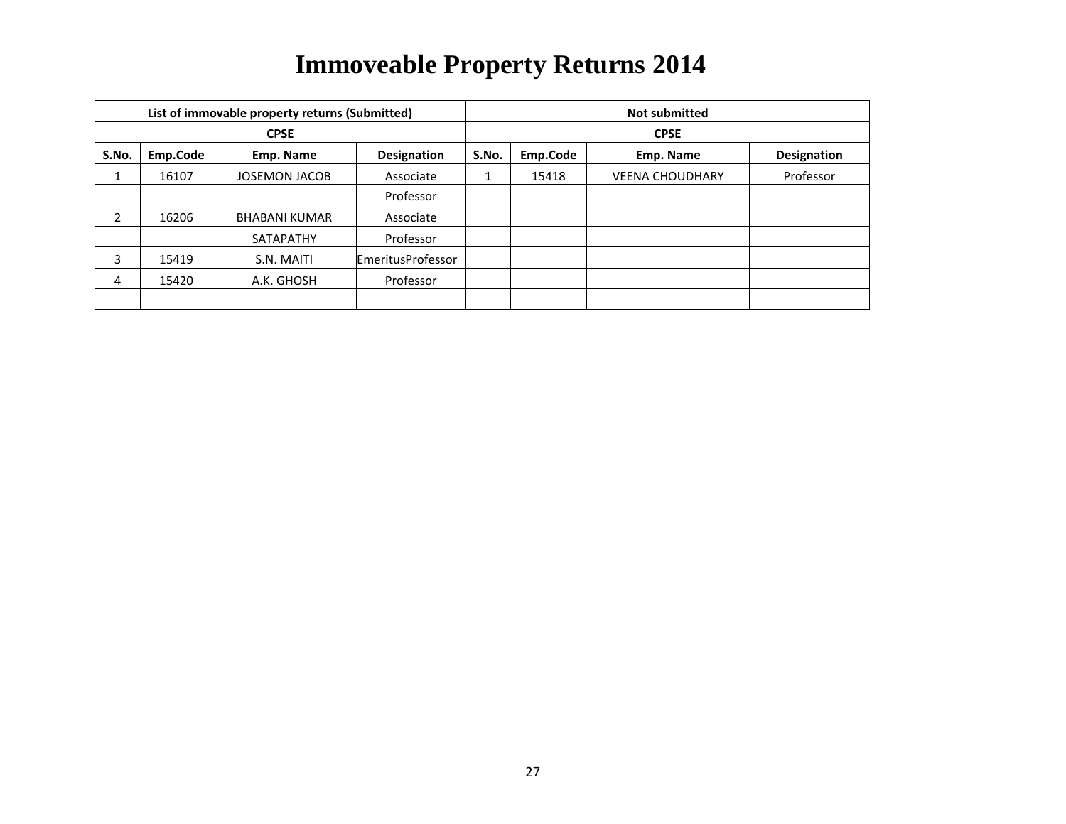# Immoveable Property Returns 2014

| List of immovable property returns (Submitted) | | | | Not submitted | | | |
|---|---|---|---|---|---|---|---|
| CPSE | | | | CPSE | | | |
| S.No. | Emp.Code | Emp. Name | Designation | S.No. | Emp.Code | Emp. Name | Designation |
| 1 | 16107 | JOSEMON JACOB | Associate Professor | 1 | 15418 | VEENA CHOUDHARY | Professor |
| 2 | 16206 | BHABANI KUMAR SATAPATHY | Associate Professor | | | | |
| 3 | 15419 | S.N. MAITI | EmeritusProfessor | | | | |
| 4 | 15420 | A.K. GHOSH | Professor | | | | |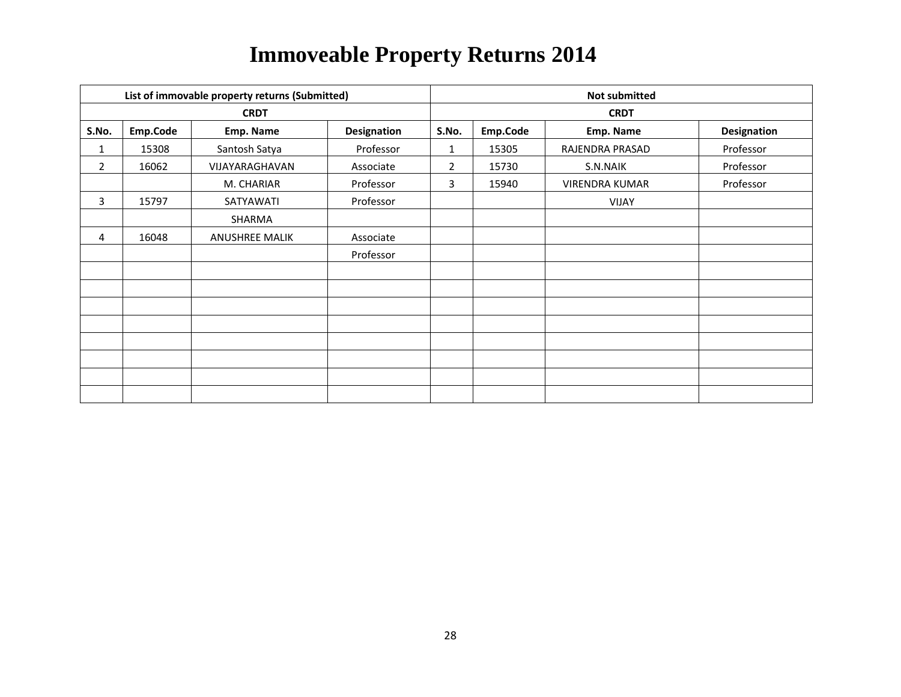# Immoveable Property Returns 2014

| List of immovable property returns (Submitted) | | | | Not submitted | | | |
|---|---|---|---|---|---|---|---|
| CRDT | | | | CRDT | | | |
| S.No. | Emp.Code | Emp. Name | Designation | S.No. | Emp.Code | Emp. Name | Designation |
| 1 | 15308 | Santosh Satya | Professor | 1 | 15305 | RAJENDRA PRASAD | Professor |
| 2 | 16062 | VIJAYARAGHAVAN | Associate | 2 | 15730 | S.N.NAIK | Professor |
| | | M. CHARIAR | Professor | 3 | 15940 | VIRENDRA KUMAR | Professor |
| 3 | 15797 | SATYAWATI | Professor | | | VIJAY | |
| | | SHARMA | | | | | |
| 4 | 16048 | ANUSHREE MALIK | Associate | | | | |
| | | | Professor | | | | |
| | | | | | | | |
| | | | | | | | |
| | | | | | | | |
| | | | | | | | |
| | | | | | | | |
| | | | | | | | |
| | | | | | | | |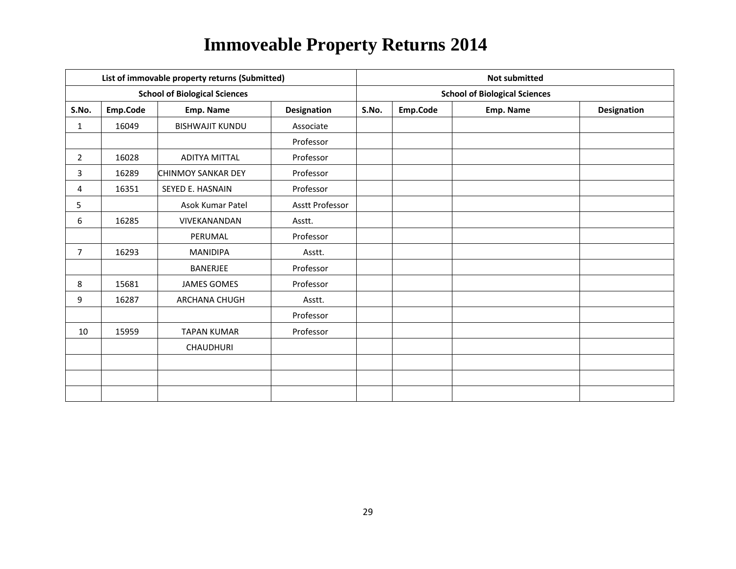# Immoveable Property Returns 2014

| List of immovable property returns (Submitted) | | | | Not submitted | | | |
|---|---|---|---|---|---|---|---|
| School of Biological Sciences | | | | School of Biological Sciences | | | |
| S.No. | Emp.Code | Emp. Name | Designation | S.No. | Emp.Code | Emp. Name | Designation |
| 1 | 16049 | BISHWAJIT KUNDU | Associate | | | | |
| | | | Professor | | | | |
| 2 | 16028 | ADITYA MITTAL | Professor | | | | |
| 3 | 16289 | CHINMOY SANKAR DEY | Professor | | | | |
| 4 | 16351 | SEYED E. HASNAIN | Professor | | | | |
| 5 | | Asok Kumar Patel | Asstt Professor | | | | |
| 6 | 16285 | VIVEKANANDAN | Asstt. | | | | |
| | | PERUMAL | Professor | | | | |
| 7 | 16293 | MANIDIPA | Asstt. | | | | |
| | | BANERJEE | Professor | | | | |
| 8 | 15681 | JAMES GOMES | Professor | | | | |
| 9 | 16287 | ARCHANA CHUGH | Asstt. | | | | |
| | | | Professor | | | | |
| 10 | 15959 | TAPAN KUMAR | Professor | | | | |
| | | CHAUDHURI | | | | | |
| | | | | | | | |
| | | | | | | | |
| | | | | | | | |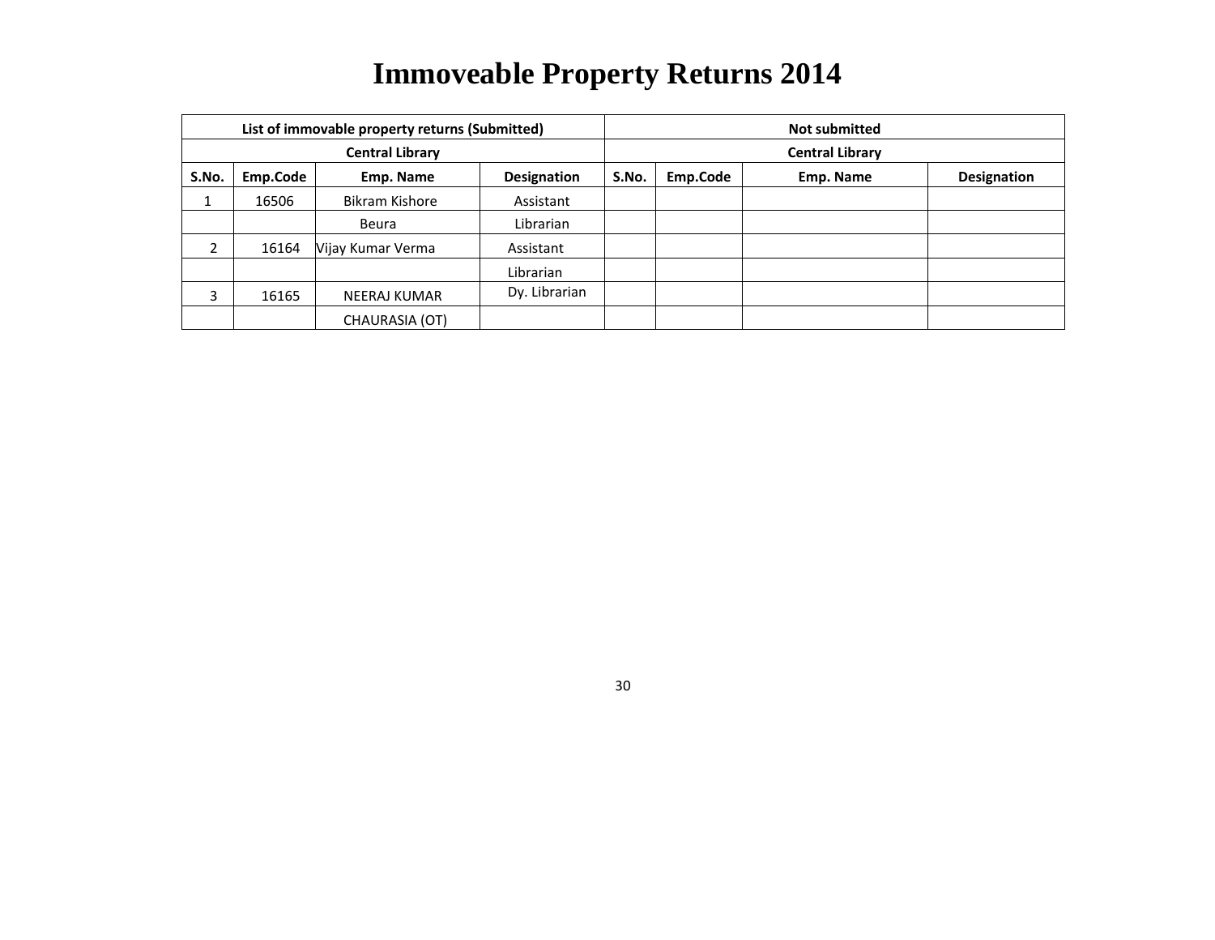# Immoveable Property Returns 2014

| List of immovable property returns (Submitted) | | | | Not submitted | | | |
|---|---|---|---|---|---|---|---|
| Central Library | | | | Central Library | | | |
| S.No. | Emp.Code | Emp. Name | Designation | S.No. | Emp.Code | Emp. Name | Designation |
| 1 | 16506 | Bikram Kishore | Assistant | | | | |
| | | Beura | Librarian | | | | |
| 2 | 16164 | Vijay Kumar Verma | Assistant | | | | |
| | | | Librarian | | | | |
| 3 | 16165 | NEERAJ KUMAR | Dy. Librarian | | | | |
| | | CHAURASIA (OT) | | | | | |